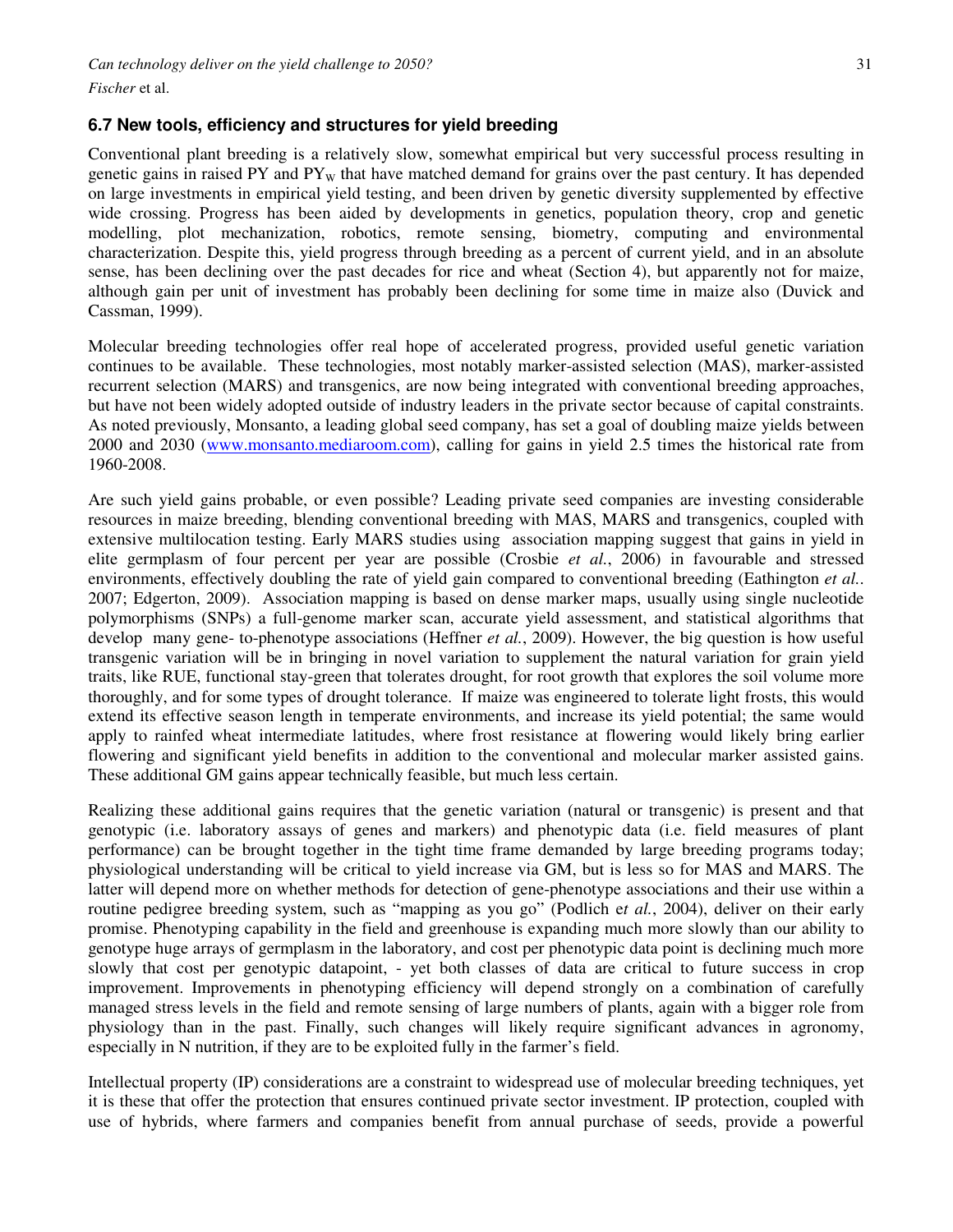### 6.7 New tools, efficiency and structures for yield breeding

Conventional plant breeding is a relatively slow, somewhat empirical but very successful process resulting in genetic gains in raised PY and $PY_W$ that have matched demand for grains over the past century. It has depended on large investments in empirical yield testing, and been driven by genetic diversity supplemented by effective wide crossing. Progress has been aided by developments in genetics, population theory, crop and genetic modelling, plot mechanization, robotics, remote sensing, biometry, computing and environmental characterization. Despite this, yield progress through breeding as a percent of current yield, and in an absolute sense, has been declining over the past decades for rice and wheat (Section 4), but apparently not for maize, although gain per unit of investment has probably been declining for some time in maize also (Duvick and Cassman, 1999).

Molecular breeding technologies offer real hope of accelerated progress, provided useful genetic variation continues to be available. These technologies, most notably marker-assisted selection (MAS), marker-assisted recurrent selection (MARS) and transgenics, are now being integrated with conventional breeding approaches, but have not been widely adopted outside of industry leaders in the private sector because of capital constraints. As noted previously, Monsanto, a leading global seed company, has set a goal of doubling maize yields between 2000 and 2030 (www.monsanto.mediaroom.com), calling for gains in yield 2.5 times the historical rate from 1960-2008.

Are such yield gains probable, or even possible? Leading private seed companies are investing considerable resources in maize breeding, blending conventional breeding with MAS, MARS and transgenics, coupled with extensive multilocation testing. Early MARS studies using association mapping suggest that gains in yield in elite germplasm of four percent per year are possible (Crosbie *et al.*, 2006) in favourable and stressed environments, effectively doubling the rate of yield gain compared to conventional breeding (Eathington *et al.*. 2007; Edgerton, 2009). Association mapping is based on dense marker maps, usually using single nucleotide polymorphisms (SNPs) a full-genome marker scan, accurate yield assessment, and statistical algorithms that develop many gene- to-phenotype associations (Heffner *et al.*, 2009). However, the big question is how useful transgenic variation will be in bringing in novel variation to supplement the natural variation for grain yield traits, like RUE, functional stay-green that tolerates drought, for root growth that explores the soil volume more thoroughly, and for some types of drought tolerance. If maize was engineered to tolerate light frosts, this would extend its effective season length in temperate environments, and increase its yield potential; the same would apply to rainfed wheat intermediate latitudes, where frost resistance at flowering would likely bring earlier flowering and significant yield benefits in addition to the conventional and molecular marker assisted gains. These additional GM gains appear technically feasible, but much less certain.

Realizing these additional gains requires that the genetic variation (natural or transgenic) is present and that genotypic (i.e. laboratory assays of genes and markers) and phenotypic data (i.e. field measures of plant performance) can be brought together in the tight time frame demanded by large breeding programs today; physiological understanding will be critical to yield increase via GM, but is less so for MAS and MARS. The latter will depend more on whether methods for detection of gene-phenotype associations and their use within a routine pedigree breeding system, such as "mapping as you go" (Podlich e*t al.*, 2004), deliver on their early promise. Phenotyping capability in the field and greenhouse is expanding much more slowly than our ability to genotype huge arrays of germplasm in the laboratory, and cost per phenotypic data point is declining much more slowly that cost per genotypic datapoint, - yet both classes of data are critical to future success in crop improvement. Improvements in phenotyping efficiency will depend strongly on a combination of carefully managed stress levels in the field and remote sensing of large numbers of plants, again with a bigger role from physiology than in the past. Finally, such changes will likely require significant advances in agronomy, especially in N nutrition, if they are to be exploited fully in the farmer's field.

Intellectual property (IP) considerations are a constraint to widespread use of molecular breeding techniques, yet it is these that offer the protection that ensures continued private sector investment. IP protection, coupled with use of hybrids, where farmers and companies benefit from annual purchase of seeds, provide a powerful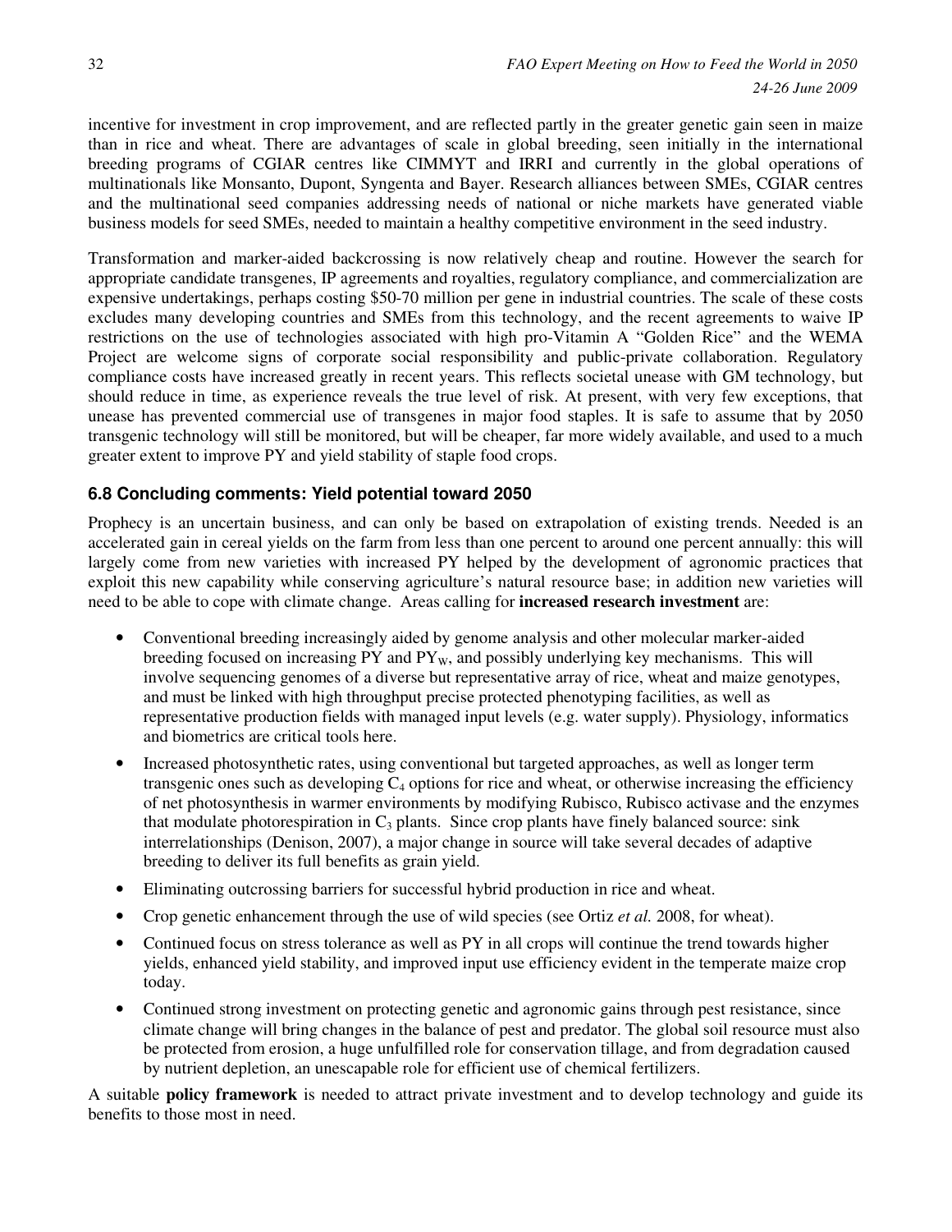incentive for investment in crop improvement, and are reflected partly in the greater genetic gain seen in maize than in rice and wheat. There are advantages of scale in global breeding, seen initially in the international breeding programs of CGIAR centres like CIMMYT and IRRI and currently in the global operations of multinationals like Monsanto, Dupont, Syngenta and Bayer. Research alliances between SMEs, CGIAR centres and the multinational seed companies addressing needs of national or niche markets have generated viable business models for seed SMEs, needed to maintain a healthy competitive environment in the seed industry.

Transformation and marker-aided backcrossing is now relatively cheap and routine. However the search for appropriate candidate transgenes, IP agreements and royalties, regulatory compliance, and commercialization are expensive undertakings, perhaps costing \$50-70 million per gene in industrial countries. The scale of these costs excludes many developing countries and SMEs from this technology, and the recent agreements to waive IP restrictions on the use of technologies associated with high pro-Vitamin A "Golden Rice" and the WEMA Project are welcome signs of corporate social responsibility and public-private collaboration. Regulatory compliance costs have increased greatly in recent years. This reflects societal unease with GM technology, but should reduce in time, as experience reveals the true level of risk. At present, with very few exceptions, that unease has prevented commercial use of transgenes in major food staples. It is safe to assume that by 2050 transgenic technology will still be monitored, but will be cheaper, far more widely available, and used to a much greater extent to improve PY and yield stability of staple food crops.

### 6.8 Concluding comments: Yield potential toward 2050

Prophecy is an uncertain business, and can only be based on extrapolation of existing trends. Needed is an accelerated gain in cereal yields on the farm from less than one percent to around one percent annually: this will largely come from new varieties with increased PY helped by the development of agronomic practices that exploit this new capability while conserving agriculture's natural resource base; in addition new varieties will need to be able to cope with climate change. Areas calling for **increased research investment** are:

- Conventional breeding increasingly aided by genome analysis and other molecular marker-aided breeding focused on increasing PY and $PY_W$, and possibly underlying key mechanisms. This will involve sequencing genomes of a diverse but representative array of rice, wheat and maize genotypes, and must be linked with high throughput precise protected phenotyping facilities, as well as representative production fields with managed input levels (e.g. water supply). Physiology, informatics and biometrics are critical tools here.
- Increased photosynthetic rates, using conventional but targeted approaches, as well as longer term transgenic ones such as developing $C_4$ options for rice and wheat, or otherwise increasing the efficiency of net photosynthesis in warmer environments by modifying Rubisco, Rubisco activase and the enzymes that modulate photorespiration in $C_3$ plants. Since crop plants have finely balanced source: sink interrelationships (Denison, 2007), a major change in source will take several decades of adaptive breeding to deliver its full benefits as grain yield.
- Eliminating outcrossing barriers for successful hybrid production in rice and wheat.
- Crop genetic enhancement through the use of wild species (see Ortiz *et al.* 2008, for wheat).
- Continued focus on stress tolerance as well as PY in all crops will continue the trend towards higher yields, enhanced yield stability, and improved input use efficiency evident in the temperate maize crop today.
- Continued strong investment on protecting genetic and agronomic gains through pest resistance, since climate change will bring changes in the balance of pest and predator. The global soil resource must also be protected from erosion, a huge unfulfilled role for conservation tillage, and from degradation caused by nutrient depletion, an unescapable role for efficient use of chemical fertilizers.

A suitable **policy framework** is needed to attract private investment and to develop technology and guide its benefits to those most in need.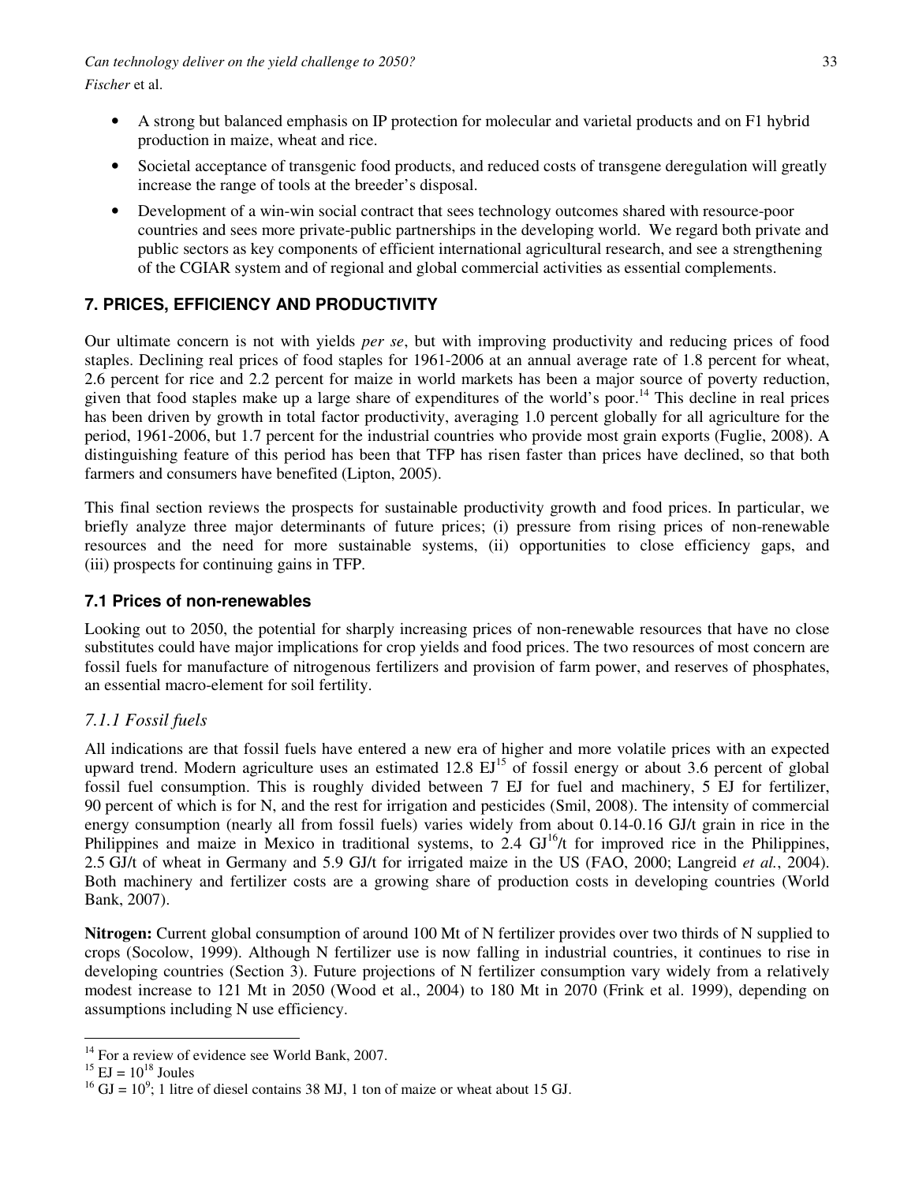- A strong but balanced emphasis on IP protection for molecular and varietal products and on F1 hybrid production in maize, wheat and rice.
- Societal acceptance of transgenic food products, and reduced costs of transgene deregulation will greatly increase the range of tools at the breeder's disposal.
- Development of a win-win social contract that sees technology outcomes shared with resource-poor countries and sees more private-public partnerships in the developing world. We regard both private and public sectors as key components of efficient international agricultural research, and see a strengthening of the CGIAR system and of regional and global commercial activities as essential complements.

## 7. PRICES, EFFICIENCY AND PRODUCTIVITY

Our ultimate concern is not with yields *per se*, but with improving productivity and reducing prices of food staples. Declining real prices of food staples for 1961-2006 at an annual average rate of 1.8 percent for wheat, 2.6 percent for rice and 2.2 percent for maize in world markets has been a major source of poverty reduction, given that food staples make up a large share of expenditures of the world's poor.[14] This decline in real prices has been driven by growth in total factor productivity, averaging 1.0 percent globally for all agriculture for the period, 1961-2006, but 1.7 percent for the industrial countries who provide most grain exports (Fuglie, 2008). A distinguishing feature of this period has been that TFP has risen faster than prices have declined, so that both farmers and consumers have benefited (Lipton, 2005).

This final section reviews the prospects for sustainable productivity growth and food prices. In particular, we briefly analyze three major determinants of future prices; (i) pressure from rising prices of non-renewable resources and the need for more sustainable systems, (ii) opportunities to close efficiency gaps, and (iii) prospects for continuing gains in TFP.

### 7.1 Prices of non-renewables

Looking out to 2050, the potential for sharply increasing prices of non-renewable resources that have no close substitutes could have major implications for crop yields and food prices. The two resources of most concern are fossil fuels for manufacture of nitrogenous fertilizers and provision of farm power, and reserves of phosphates, an essential macro-element for soil fertility.

#### *7.1.1 Fossil fuels*

All indications are that fossil fuels have entered a new era of higher and more volatile prices with an expected upward trend. Modern agriculture uses an estimated 12.8 EJ[15] of fossil energy or about 3.6 percent of global fossil fuel consumption. This is roughly divided between 7 EJ for fuel and machinery, 5 EJ for fertilizer, 90 percent of which is for N, and the rest for irrigation and pesticides (Smil, 2008). The intensity of commercial energy consumption (nearly all from fossil fuels) varies widely from about 0.14-0.16 GJ/t grain in rice in the Philippines and maize in Mexico in traditional systems, to 2.4 GJ[16]/t for improved rice in the Philippines, 2.5 GJ/t of wheat in Germany and 5.9 GJ/t for irrigated maize in the US (FAO, 2000; Langreid *et al.*, 2004). Both machinery and fertilizer costs are a growing share of production costs in developing countries (World Bank, 2007).

**Nitrogen:** Current global consumption of around 100 Mt of N fertilizer provides over two thirds of N supplied to crops (Socolow, 1999). Although N fertilizer use is now falling in industrial countries, it continues to rise in developing countries (Section 3). Future projections of N fertilizer consumption vary widely from a relatively modest increase to 121 Mt in 2050 (Wood et al., 2004) to 180 Mt in 2070 (Frink et al. 1999), depending on assumptions including N use efficiency.

---

[14] For a review of evidence see World Bank, 2007.

[15] EJ = $10^{18}$ Joules

[16] GJ = $10^{9}$; 1 litre of diesel contains 38 MJ, 1 ton of maize or wheat about 15 GJ.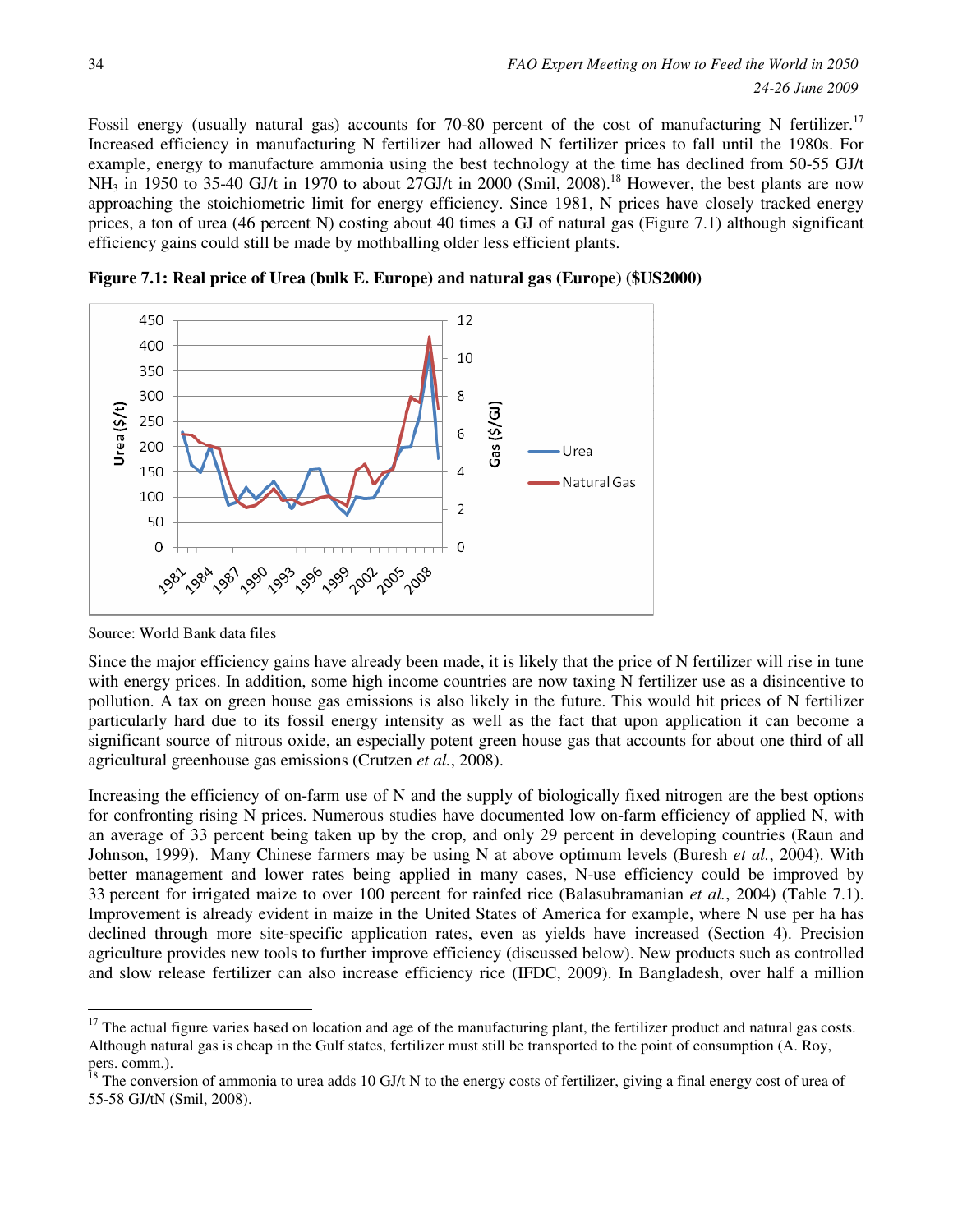Fossil energy (usually natural gas) accounts for 70-80 percent of the cost of manufacturing N fertilizer.[17] Increased efficiency in manufacturing N fertilizer had allowed N fertilizer prices to fall until the 1980s. For example, energy to manufacture ammonia using the best technology at the time has declined from 50-55 GJ/t $NH_3$ in 1950 to 35-40 GJ/t in 1970 to about 27GJ/t in 2000 (Smil, 2008).[18] However, the best plants are now approaching the stoichiometric limit for energy efficiency. Since 1981, N prices have closely tracked energy prices, a ton of urea (46 percent N) costing about 40 times a GJ of natural gas (Figure 7.1) although significant efficiency gains could still be made by mothballing older less efficient plants.

**Figure 7.1: Real price of Urea (bulk E. Europe) and natural gas (Europe) ($US2000)**

Source: World Bank data files

Since the major efficiency gains have already been made, it is likely that the price of N fertilizer will rise in tune with energy prices. In addition, some high income countries are now taxing N fertilizer use as a disincentive to pollution. A tax on green house gas emissions is also likely in the future. This would hit prices of N fertilizer particularly hard due to its fossil energy intensity as well as the fact that upon application it can become a significant source of nitrous oxide, an especially potent green house gas that accounts for about one third of all agricultural greenhouse gas emissions (Crutzen *et al.*, 2008).

Increasing the efficiency of on-farm use of N and the supply of biologically fixed nitrogen are the best options for confronting rising N prices. Numerous studies have documented low on-farm efficiency of applied N, with an average of 33 percent being taken up by the crop, and only 29 percent in developing countries (Raun and Johnson, 1999). Many Chinese farmers may be using N at above optimum levels (Buresh *et al.*, 2004). With better management and lower rates being applied in many cases, N-use efficiency could be improved by 33 percent for irrigated maize to over 100 percent for rainfed rice (Balasubramanian *et al.*, 2004) (Table 7.1). Improvement is already evident in maize in the United States of America for example, where N use per ha has declined through more site-specific application rates, even as yields have increased (Section 4). Precision agriculture provides new tools to further improve efficiency (discussed below). New products such as controlled and slow release fertilizer can also increase efficiency rice (IFDC, 2009). In Bangladesh, over half a million

[17] The actual figure varies based on location and age of the manufacturing plant, the fertilizer product and natural gas costs. Although natural gas is cheap in the Gulf states, fertilizer must still be transported to the point of consumption (A. Roy, pers. comm.).

[18] The conversion of ammonia to urea adds 10 GJ/t N to the energy costs of fertilizer, giving a final energy cost of urea of 55-58 GJ/tN (Smil, 2008).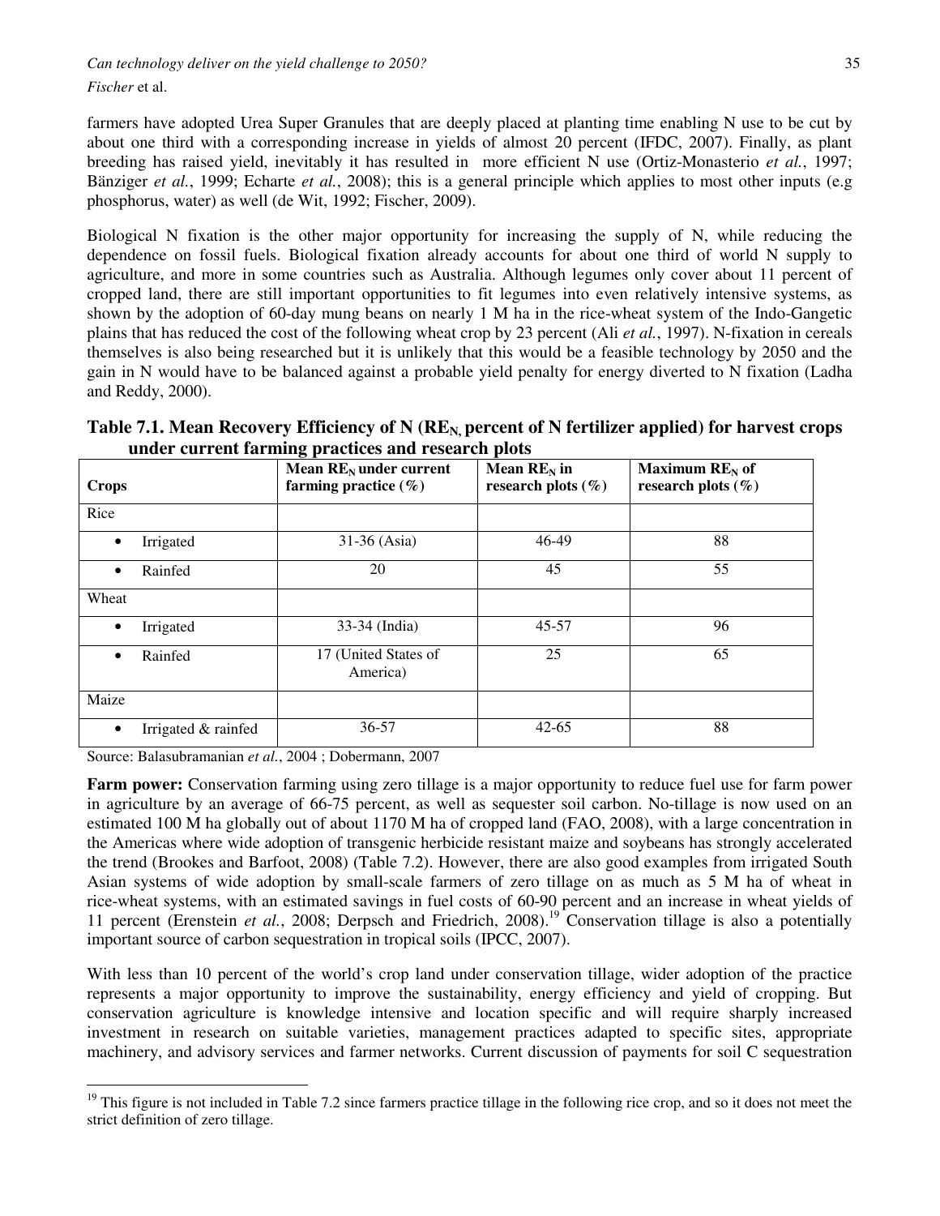farmers have adopted Urea Super Granules that are deeply placed at planting time enabling N use to be cut by about one third with a corresponding increase in yields of almost 20 percent (IFDC, 2007). Finally, as plant breeding has raised yield, inevitably it has resulted in more efficient N use (Ortiz-Monasterio *et al.*, 1997; Bänziger *et al.*, 1999; Echarte *et al.*, 2008); this is a general principle which applies to most other inputs (e.g phosphorus, water) as well (de Wit, 1992; Fischer, 2009).

Biological N fixation is the other major opportunity for increasing the supply of N, while reducing the dependence on fossil fuels. Biological fixation already accounts for about one third of world N supply to agriculture, and more in some countries such as Australia. Although legumes only cover about 11 percent of cropped land, there are still important opportunities to fit legumes into even relatively intensive systems, as shown by the adoption of 60-day mung beans on nearly 1 M ha in the rice-wheat system of the Indo-Gangetic plains that has reduced the cost of the following wheat crop by 23 percent (Ali *et al.*, 1997). N-fixation in cereals themselves is also being researched but it is unlikely that this would be a feasible technology by 2050 and the gain in N would have to be balanced against a probable yield penalty for energy diverted to N fixation (Ladha and Reddy, 2000).

**Table 7.1. Mean Recovery Efficiency of N ($RE_N$, percent of N fertilizer applied) for harvest crops under current farming practices and research plots**

| Crops | Mean $RE_N$ under current farming practice (%) | Mean $RE_N$ in research plots (%) | Maximum $RE_N$ of research plots (%) |
|---|---|---|---|
| Rice | | | |
| • Irrigated | 31-36 (Asia) | 46-49 | 88 |
| • Rainfed | 20 | 45 | 55 |
| Wheat | | | |
| • Irrigated | 33-34 (India) | 45-57 | 96 |
| • Rainfed | 17 (United States of America) | 25 | 65 |
| Maize | | | |
| • Irrigated & rainfed | 36-57 | 42-65 | 88 |

Source: Balasubramanian *et al.*, 2004 ; Dobermann, 2007

**Farm power:** Conservation farming using zero tillage is a major opportunity to reduce fuel use for farm power in agriculture by an average of 66-75 percent, as well as sequester soil carbon. No-tillage is now used on an estimated 100 M ha globally out of about 1170 M ha of cropped land (FAO, 2008), with a large concentration in the Americas where wide adoption of transgenic herbicide resistant maize and soybeans has strongly accelerated the trend (Brookes and Barfoot, 2008) (Table 7.2). However, there are also good examples from irrigated South Asian systems of wide adoption by small-scale farmers of zero tillage on as much as 5 M ha of wheat in rice-wheat systems, with an estimated savings in fuel costs of 60-90 percent and an increase in wheat yields of 11 percent (Erenstein *et al.*, 2008; Derpsch and Friedrich, 2008).[19] Conservation tillage is also a potentially important source of carbon sequestration in tropical soils (IPCC, 2007).

With less than 10 percent of the world's crop land under conservation tillage, wider adoption of the practice represents a major opportunity to improve the sustainability, energy efficiency and yield of cropping. But conservation agriculture is knowledge intensive and location specific and will require sharply increased investment in research on suitable varieties, management practices adapted to specific sites, appropriate machinery, and advisory services and farmer networks. Current discussion of payments for soil C sequestration

[19] This figure is not included in Table 7.2 since farmers practice tillage in the following rice crop, and so it does not meet the strict definition of zero tillage.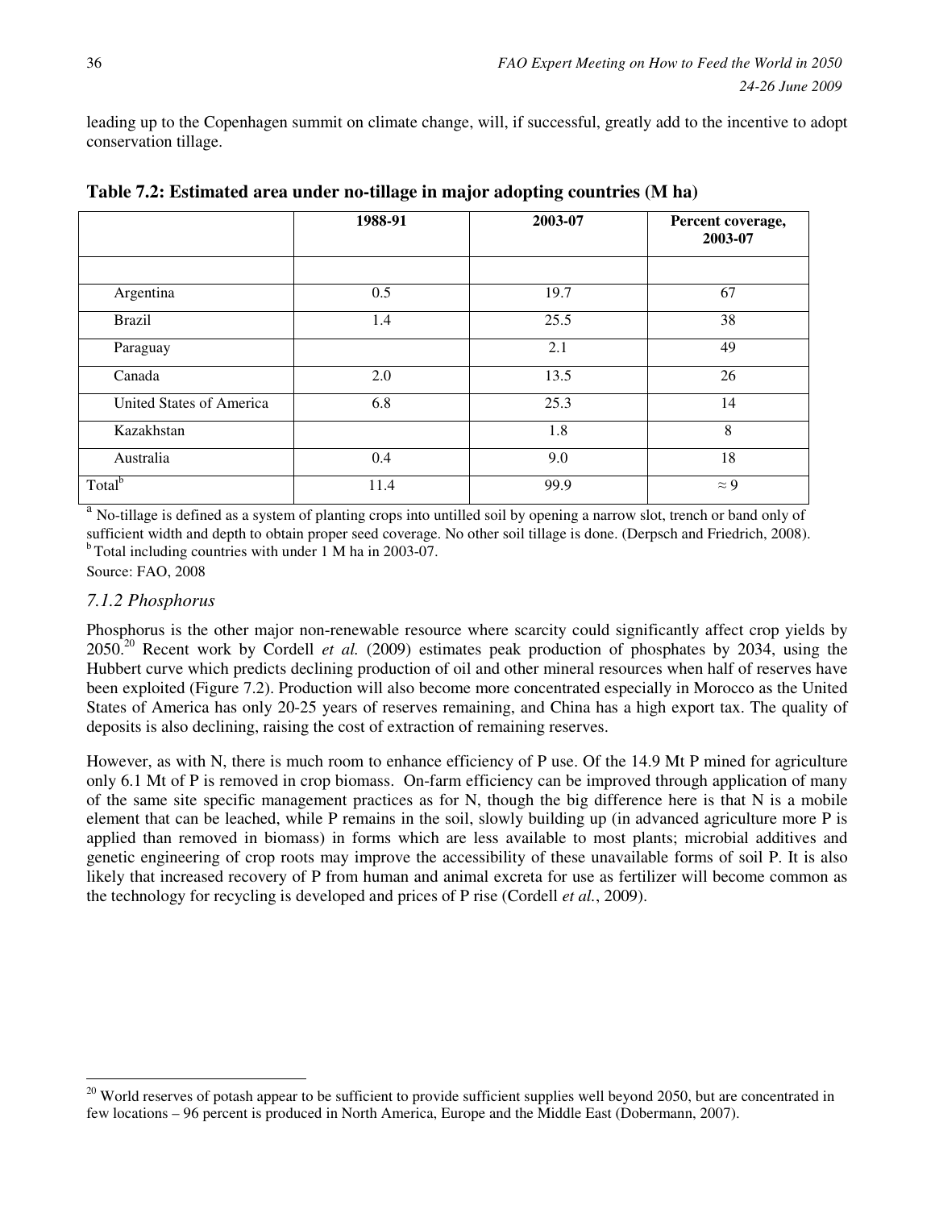leading up to the Copenhagen summit on climate change, will, if successful, greatly add to the incentive to adopt conservation tillage.

**Table 7.2: Estimated area under no-tillage in major adopting countries (M ha)**

| | 1988-91 | 2003-07 | Percent coverage, 2003-07 |
|---|---|---|---|
| | | | |
| Argentina | 0.5 | 19.7 | 67 |
| Brazil | 1.4 | 25.5 | 38 |
| Paraguay | | 2.1 | 49 |
| Canada | 2.0 | 13.5 | 26 |
| United States of America | 6.8 | 25.3 | 14 |
| Kazakhstan | | 1.8 | 8 |
| Australia | 0.4 | 9.0 | 18 |
| Total[b] | 11.4 | 99.9 | ≈ 9 |

[a] No-tillage is defined as a system of planting crops into untilled soil by opening a narrow slot, trench or band only of sufficient width and depth to obtain proper seed coverage. No other soil tillage is done. (Derpsch and Friedrich, 2008).
[b] Total including countries with under 1 M ha in 2003-07.

Source: FAO, 2008

### *7.1.2 Phosphorus*

Phosphorus is the other major non-renewable resource where scarcity could significantly affect crop yields by 2050.[20] Recent work by Cordell *et al.* (2009) estimates peak production of phosphates by 2034, using the Hubbert curve which predicts declining production of oil and other mineral resources when half of reserves have been exploited (Figure 7.2). Production will also become more concentrated especially in Morocco as the United States of America has only 20-25 years of reserves remaining, and China has a high export tax. The quality of deposits is also declining, raising the cost of extraction of remaining reserves.

However, as with N, there is much room to enhance efficiency of P use. Of the 14.9 Mt P mined for agriculture only 6.1 Mt of P is removed in crop biomass. On-farm efficiency can be improved through application of many of the same site specific management practices as for N, though the big difference here is that N is a mobile element that can be leached, while P remains in the soil, slowly building up (in advanced agriculture more P is applied than removed in biomass) in forms which are less available to most plants; microbial additives and genetic engineering of crop roots may improve the accessibility of these unavailable forms of soil P. It is also likely that increased recovery of P from human and animal excreta for use as fertilizer will become common as the technology for recycling is developed and prices of P rise (Cordell *et al.*, 2009).

[20] World reserves of potash appear to be sufficient to provide sufficient supplies well beyond 2050, but are concentrated in few locations – 96 percent is produced in North America, Europe and the Middle East (Dobermann, 2007).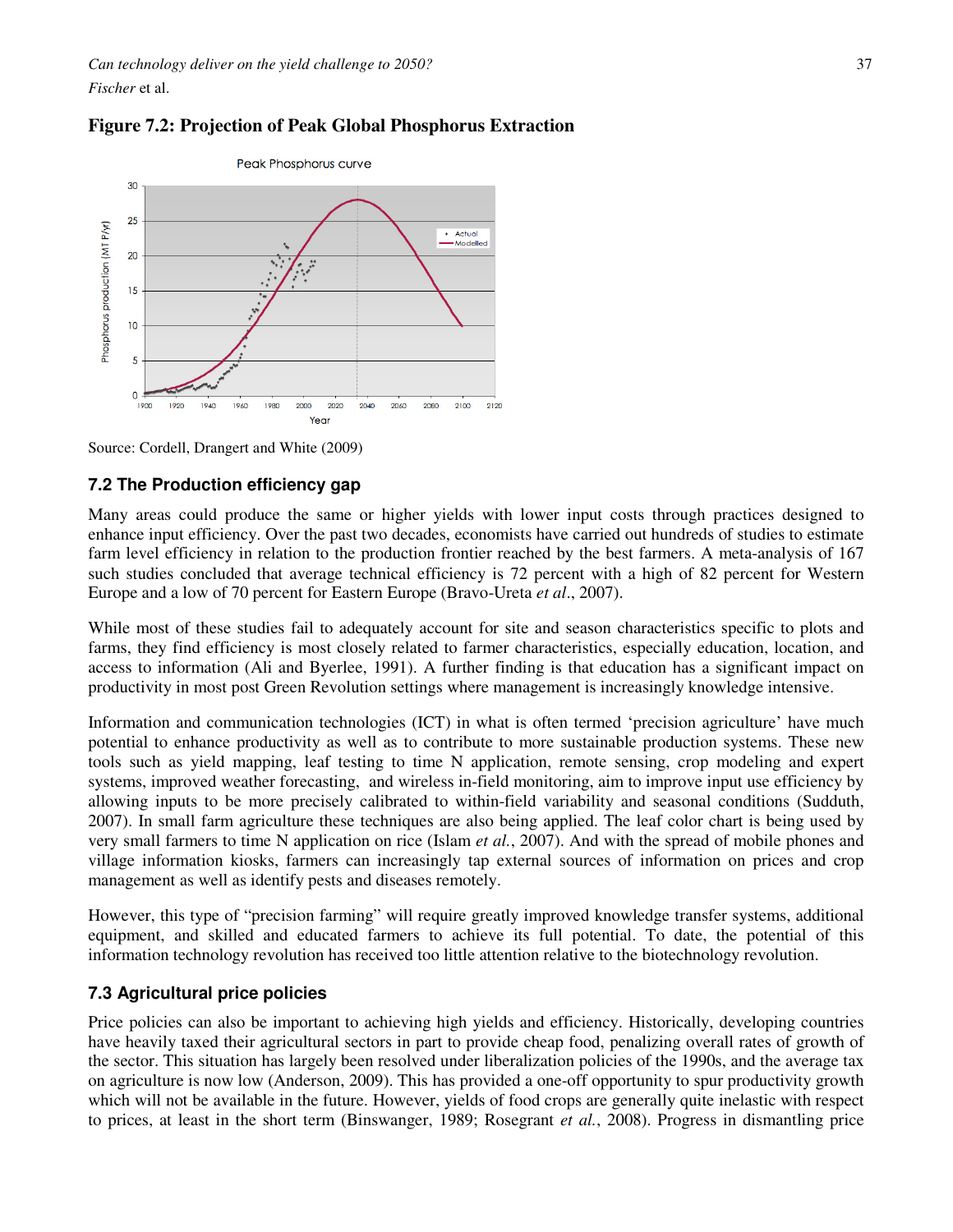**Figure 7.2: Projection of Peak Global Phosphorus Extraction**

Source: Cordell, Drangert and White (2009)

### 7.2 The Production efficiency gap

Many areas could produce the same or higher yields with lower input costs through practices designed to enhance input efficiency. Over the past two decades, economists have carried out hundreds of studies to estimate farm level efficiency in relation to the production frontier reached by the best farmers. A meta-analysis of 167 such studies concluded that average technical efficiency is 72 percent with a high of 82 percent for Western Europe and a low of 70 percent for Eastern Europe (Bravo-Ureta *et al*., 2007).

While most of these studies fail to adequately account for site and season characteristics specific to plots and farms, they find efficiency is most closely related to farmer characteristics, especially education, location, and access to information (Ali and Byerlee, 1991). A further finding is that education has a significant impact on productivity in most post Green Revolution settings where management is increasingly knowledge intensive.

Information and communication technologies (ICT) in what is often termed 'precision agriculture' have much potential to enhance productivity as well as to contribute to more sustainable production systems. These new tools such as yield mapping, leaf testing to time N application, remote sensing, crop modeling and expert systems, improved weather forecasting, and wireless in-field monitoring, aim to improve input use efficiency by allowing inputs to be more precisely calibrated to within-field variability and seasonal conditions (Sudduth, 2007). In small farm agriculture these techniques are also being applied. The leaf color chart is being used by very small farmers to time N application on rice (Islam *et al.*, 2007). And with the spread of mobile phones and village information kiosks, farmers can increasingly tap external sources of information on prices and crop management as well as identify pests and diseases remotely.

However, this type of "precision farming" will require greatly improved knowledge transfer systems, additional equipment, and skilled and educated farmers to achieve its full potential. To date, the potential of this information technology revolution has received too little attention relative to the biotechnology revolution.

### 7.3 Agricultural price policies

Price policies can also be important to achieving high yields and efficiency. Historically, developing countries have heavily taxed their agricultural sectors in part to provide cheap food, penalizing overall rates of growth of the sector. This situation has largely been resolved under liberalization policies of the 1990s, and the average tax on agriculture is now low (Anderson, 2009). This has provided a one-off opportunity to spur productivity growth which will not be available in the future. However, yields of food crops are generally quite inelastic with respect to prices, at least in the short term (Binswanger, 1989; Rosegrant *et al.*, 2008). Progress in dismantling price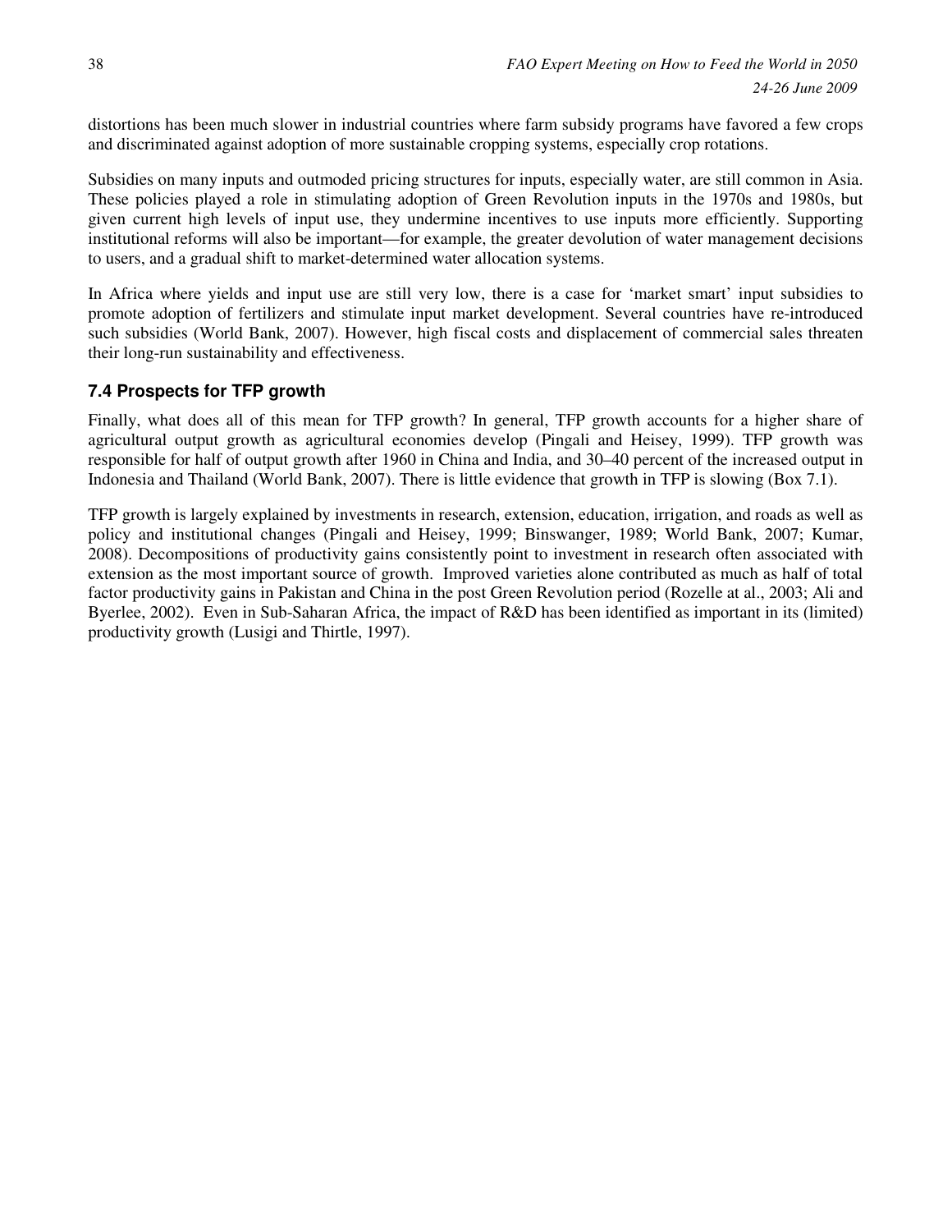distortions has been much slower in industrial countries where farm subsidy programs have favored a few crops and discriminated against adoption of more sustainable cropping systems, especially crop rotations.

Subsidies on many inputs and outmoded pricing structures for inputs, especially water, are still common in Asia. These policies played a role in stimulating adoption of Green Revolution inputs in the 1970s and 1980s, but given current high levels of input use, they undermine incentives to use inputs more efficiently. Supporting institutional reforms will also be important—for example, the greater devolution of water management decisions to users, and a gradual shift to market-determined water allocation systems.

In Africa where yields and input use are still very low, there is a case for 'market smart' input subsidies to promote adoption of fertilizers and stimulate input market development. Several countries have re-introduced such subsidies (World Bank, 2007). However, high fiscal costs and displacement of commercial sales threaten their long-run sustainability and effectiveness.

### 7.4 Prospects for TFP growth

Finally, what does all of this mean for TFP growth? In general, TFP growth accounts for a higher share of agricultural output growth as agricultural economies develop (Pingali and Heisey, 1999). TFP growth was responsible for half of output growth after 1960 in China and India, and 30–40 percent of the increased output in Indonesia and Thailand (World Bank, 2007). There is little evidence that growth in TFP is slowing (Box 7.1).

TFP growth is largely explained by investments in research, extension, education, irrigation, and roads as well as policy and institutional changes (Pingali and Heisey, 1999; Binswanger, 1989; World Bank, 2007; Kumar, 2008). Decompositions of productivity gains consistently point to investment in research often associated with extension as the most important source of growth. Improved varieties alone contributed as much as half of total factor productivity gains in Pakistan and China in the post Green Revolution period (Rozelle at al., 2003; Ali and Byerlee, 2002). Even in Sub-Saharan Africa, the impact of R&D has been identified as important in its (limited) productivity growth (Lusigi and Thirtle, 1997).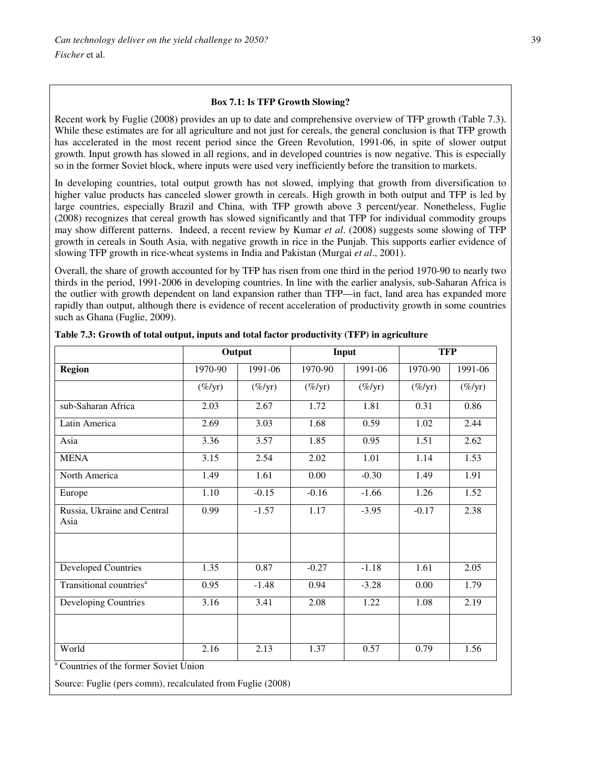### Box 7.1: Is TFP Growth Slowing?

Recent work by Fuglie (2008) provides an up to date and comprehensive overview of TFP growth (Table 7.3). While these estimates are for all agriculture and not just for cereals, the general conclusion is that TFP growth has accelerated in the most recent period since the Green Revolution, 1991-06, in spite of slower output growth. Input growth has slowed in all regions, and in developed countries is now negative. This is especially so in the former Soviet block, where inputs were used very inefficiently before the transition to markets.

In developing countries, total output growth has not slowed, implying that growth from diversification to higher value products has canceled slower growth in cereals. High growth in both output and TFP is led by large countries, especially Brazil and China, with TFP growth above 3 percent/year. Nonetheless, Fuglie (2008) recognizes that cereal growth has slowed significantly and that TFP for individual commodity groups may show different patterns. Indeed, a recent review by Kumar *et al*. (2008) suggests some slowing of TFP growth in cereals in South Asia, with negative growth in rice in the Punjab. This supports earlier evidence of slowing TFP growth in rice-wheat systems in India and Pakistan (Murgai *et al*., 2001).

Overall, the share of growth accounted for by TFP has risen from one third in the period 1970-90 to nearly two thirds in the period, 1991-2006 in developing countries. In line with the earlier analysis, sub-Saharan Africa is the outlier with growth dependent on land expansion rather than TFP—in fact, land area has expanded more rapidly than output, although there is evidence of recent acceleration of productivity growth in some countries such as Ghana (Fuglie, 2009).

**Table 7.3: Growth of total output, inputs and total factor productivity (TFP) in agriculture**

| | Output | | Input | | TFP | |
|---|---|---|---|---|---|---|
| **Region** | 1970-90 | 1991-06 | 1970-90 | 1991-06 | 1970-90 | 1991-06 |
| | (%/yr) | (%/yr) | (%/yr) | (%/yr) | (%/yr) | (%/yr) |
| sub-Saharan Africa | 2.03 | 2.67 | 1.72 | 1.81 | 0.31 | 0.86 |
| Latin America | 2.69 | 3.03 | 1.68 | 0.59 | 1.02 | 2.44 |
| Asia | 3.36 | 3.57 | 1.85 | 0.95 | 1.51 | 2.62 |
| MENA | 3.15 | 2.54 | 2.02 | 1.01 | 1.14 | 1.53 |
| North America | 1.49 | 1.61 | 0.00 | -0.30 | 1.49 | 1.91 |
| Europe | 1.10 | -0.15 | -0.16 | -1.66 | 1.26 | 1.52 |
| Russia, Ukraine and Central Asia | 0.99 | -1.57 | 1.17 | -3.95 | -0.17 | 2.38 |
| | | | | | | |
| Developed Countries | 1.35 | 0.87 | -0.27 | -1.18 | 1.61 | 2.05 |
| Transitional countries[a] | 0.95 | -1.48 | 0.94 | -3.28 | 0.00 | 1.79 |
| Developing Countries | 3.16 | 3.41 | 2.08 | 1.22 | 1.08 | 2.19 |
| | | | | | | |
| World | 2.16 | 2.13 | 1.37 | 0.57 | 0.79 | 1.56 |

[a] Countries of the former Soviet Union

Source: Fuglie (pers comm), recalculated from Fuglie (2008)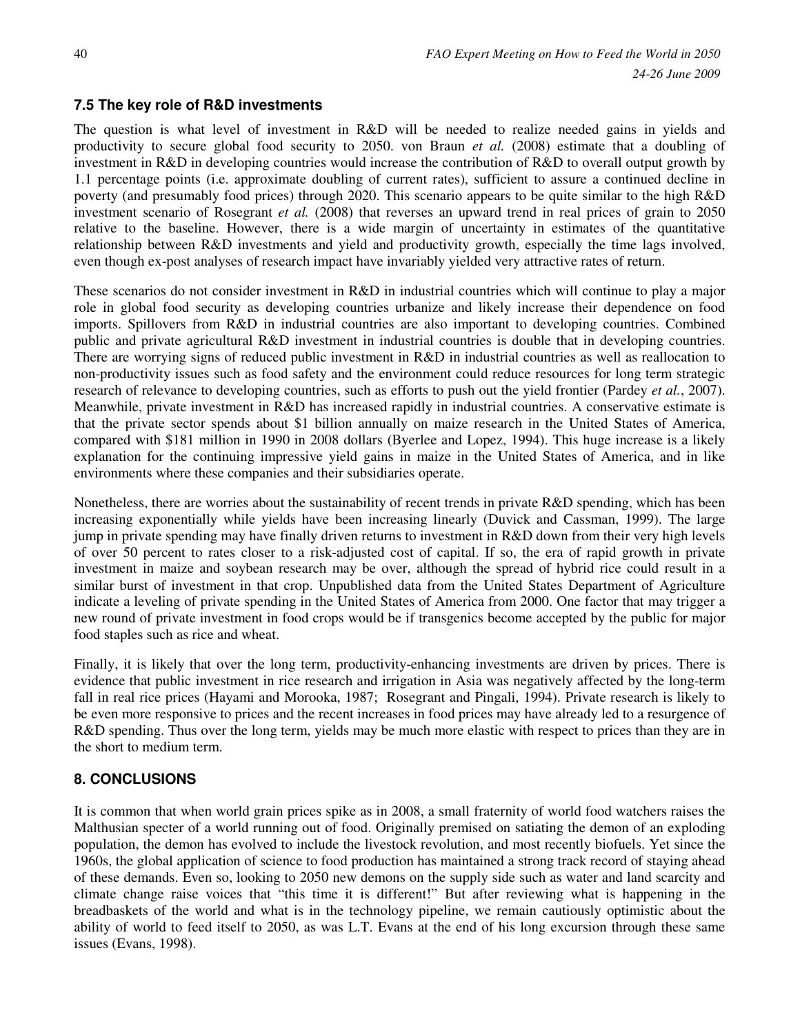### 7.5 The key role of R&D investments

The question is what level of investment in R&D will be needed to realize needed gains in yields and productivity to secure global food security to 2050. von Braun *et al.* (2008) estimate that a doubling of investment in R&D in developing countries would increase the contribution of R&D to overall output growth by 1.1 percentage points (i.e. approximate doubling of current rates), sufficient to assure a continued decline in poverty (and presumably food prices) through 2020. This scenario appears to be quite similar to the high R&D investment scenario of Rosegrant *et al.* (2008) that reverses an upward trend in real prices of grain to 2050 relative to the baseline. However, there is a wide margin of uncertainty in estimates of the quantitative relationship between R&D investments and yield and productivity growth, especially the time lags involved, even though ex-post analyses of research impact have invariably yielded very attractive rates of return.

These scenarios do not consider investment in R&D in industrial countries which will continue to play a major role in global food security as developing countries urbanize and likely increase their dependence on food imports. Spillovers from R&D in industrial countries are also important to developing countries. Combined public and private agricultural R&D investment in industrial countries is double that in developing countries. There are worrying signs of reduced public investment in R&D in industrial countries as well as reallocation to non-productivity issues such as food safety and the environment could reduce resources for long term strategic research of relevance to developing countries, such as efforts to push out the yield frontier (Pardey *et al.*, 2007). Meanwhile, private investment in R&D has increased rapidly in industrial countries. A conservative estimate is that the private sector spends about $1 billion annually on maize research in the United States of America, compared with $181 million in 1990 in 2008 dollars (Byerlee and Lopez, 1994). This huge increase is a likely explanation for the continuing impressive yield gains in maize in the United States of America, and in like environments where these companies and their subsidiaries operate.

Nonetheless, there are worries about the sustainability of recent trends in private R&D spending, which has been increasing exponentially while yields have been increasing linearly (Duvick and Cassman, 1999). The large jump in private spending may have finally driven returns to investment in R&D down from their very high levels of over 50 percent to rates closer to a risk-adjusted cost of capital. If so, the era of rapid growth in private investment in maize and soybean research may be over, although the spread of hybrid rice could result in a similar burst of investment in that crop. Unpublished data from the United States Department of Agriculture indicate a leveling of private spending in the United States of America from 2000. One factor that may trigger a new round of private investment in food crops would be if transgenics become accepted by the public for major food staples such as rice and wheat.

Finally, it is likely that over the long term, productivity-enhancing investments are driven by prices. There is evidence that public investment in rice research and irrigation in Asia was negatively affected by the long-term fall in real rice prices (Hayami and Morooka, 1987; Rosegrant and Pingali, 1994). Private research is likely to be even more responsive to prices and the recent increases in food prices may have already led to a resurgence of R&D spending. Thus over the long term, yields may be much more elastic with respect to prices than they are in the short to medium term.

## 8. CONCLUSIONS

It is common that when world grain prices spike as in 2008, a small fraternity of world food watchers raises the Malthusian specter of a world running out of food. Originally premised on satiating the demon of an exploding population, the demon has evolved to include the livestock revolution, and most recently biofuels. Yet since the 1960s, the global application of science to food production has maintained a strong track record of staying ahead of these demands. Even so, looking to 2050 new demons on the supply side such as water and land scarcity and climate change raise voices that "this time it is different!" But after reviewing what is happening in the breadbaskets of the world and what is in the technology pipeline, we remain cautiously optimistic about the ability of world to feed itself to 2050, as was L.T. Evans at the end of his long excursion through these same issues (Evans, 1998).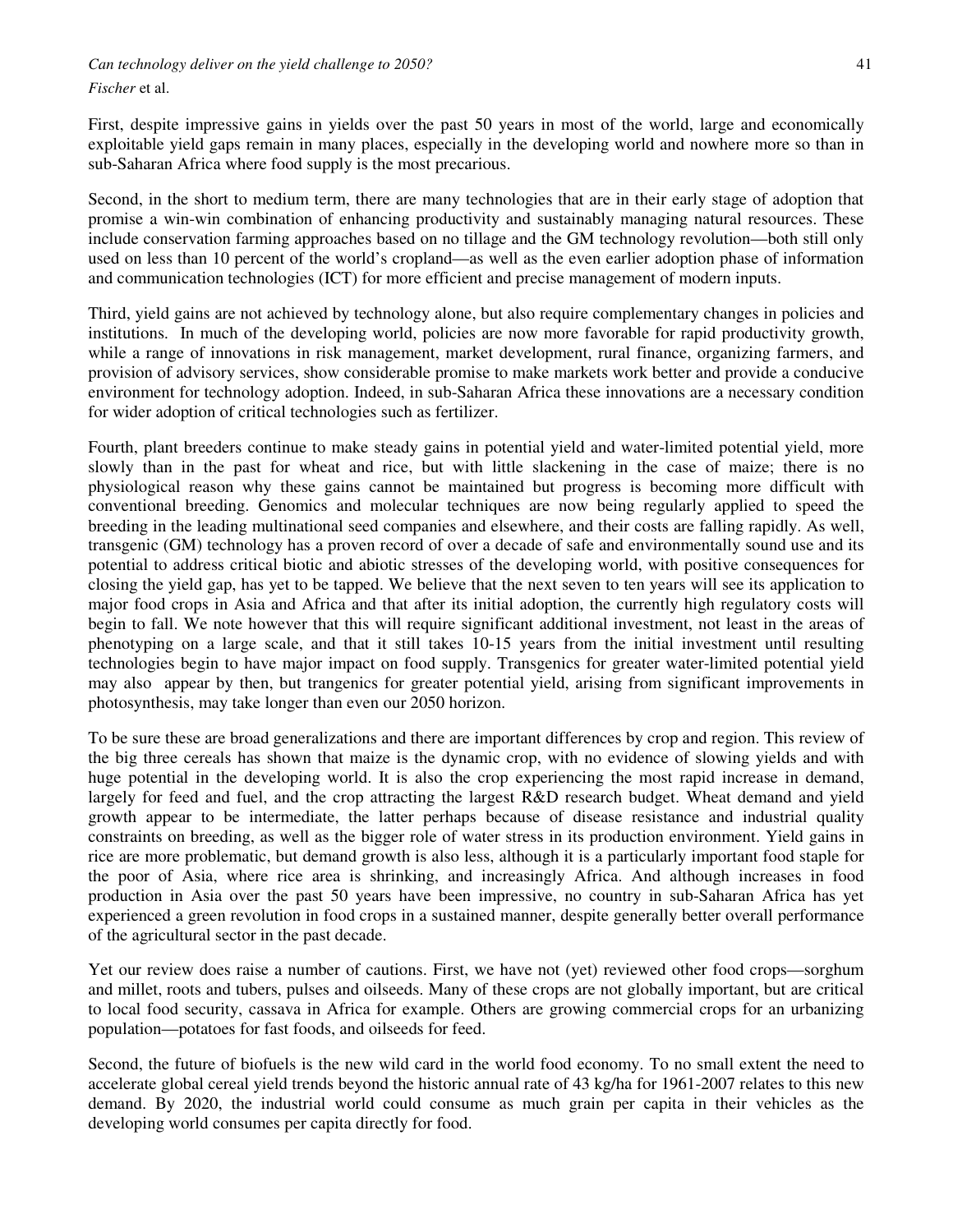First, despite impressive gains in yields over the past 50 years in most of the world, large and economically exploitable yield gaps remain in many places, especially in the developing world and nowhere more so than in sub-Saharan Africa where food supply is the most precarious.

Second, in the short to medium term, there are many technologies that are in their early stage of adoption that promise a win-win combination of enhancing productivity and sustainably managing natural resources. These include conservation farming approaches based on no tillage and the GM technology revolution—both still only used on less than 10 percent of the world's cropland—as well as the even earlier adoption phase of information and communication technologies (ICT) for more efficient and precise management of modern inputs.

Third, yield gains are not achieved by technology alone, but also require complementary changes in policies and institutions. In much of the developing world, policies are now more favorable for rapid productivity growth, while a range of innovations in risk management, market development, rural finance, organizing farmers, and provision of advisory services, show considerable promise to make markets work better and provide a conducive environment for technology adoption. Indeed, in sub-Saharan Africa these innovations are a necessary condition for wider adoption of critical technologies such as fertilizer.

Fourth, plant breeders continue to make steady gains in potential yield and water-limited potential yield, more slowly than in the past for wheat and rice, but with little slackening in the case of maize; there is no physiological reason why these gains cannot be maintained but progress is becoming more difficult with conventional breeding. Genomics and molecular techniques are now being regularly applied to speed the breeding in the leading multinational seed companies and elsewhere, and their costs are falling rapidly. As well, transgenic (GM) technology has a proven record of over a decade of safe and environmentally sound use and its potential to address critical biotic and abiotic stresses of the developing world, with positive consequences for closing the yield gap, has yet to be tapped. We believe that the next seven to ten years will see its application to major food crops in Asia and Africa and that after its initial adoption, the currently high regulatory costs will begin to fall. We note however that this will require significant additional investment, not least in the areas of phenotyping on a large scale, and that it still takes 10-15 years from the initial investment until resulting technologies begin to have major impact on food supply. Transgenics for greater water-limited potential yield may also appear by then, but trangenics for greater potential yield, arising from significant improvements in photosynthesis, may take longer than even our 2050 horizon.

To be sure these are broad generalizations and there are important differences by crop and region. This review of the big three cereals has shown that maize is the dynamic crop, with no evidence of slowing yields and with huge potential in the developing world. It is also the crop experiencing the most rapid increase in demand, largely for feed and fuel, and the crop attracting the largest R&D research budget. Wheat demand and yield growth appear to be intermediate, the latter perhaps because of disease resistance and industrial quality constraints on breeding, as well as the bigger role of water stress in its production environment. Yield gains in rice are more problematic, but demand growth is also less, although it is a particularly important food staple for the poor of Asia, where rice area is shrinking, and increasingly Africa. And although increases in food production in Asia over the past 50 years have been impressive, no country in sub-Saharan Africa has yet experienced a green revolution in food crops in a sustained manner, despite generally better overall performance of the agricultural sector in the past decade.

Yet our review does raise a number of cautions. First, we have not (yet) reviewed other food crops—sorghum and millet, roots and tubers, pulses and oilseeds. Many of these crops are not globally important, but are critical to local food security, cassava in Africa for example. Others are growing commercial crops for an urbanizing population—potatoes for fast foods, and oilseeds for feed.

Second, the future of biofuels is the new wild card in the world food economy. To no small extent the need to accelerate global cereal yield trends beyond the historic annual rate of 43 kg/ha for 1961-2007 relates to this new demand. By 2020, the industrial world could consume as much grain per capita in their vehicles as the developing world consumes per capita directly for food.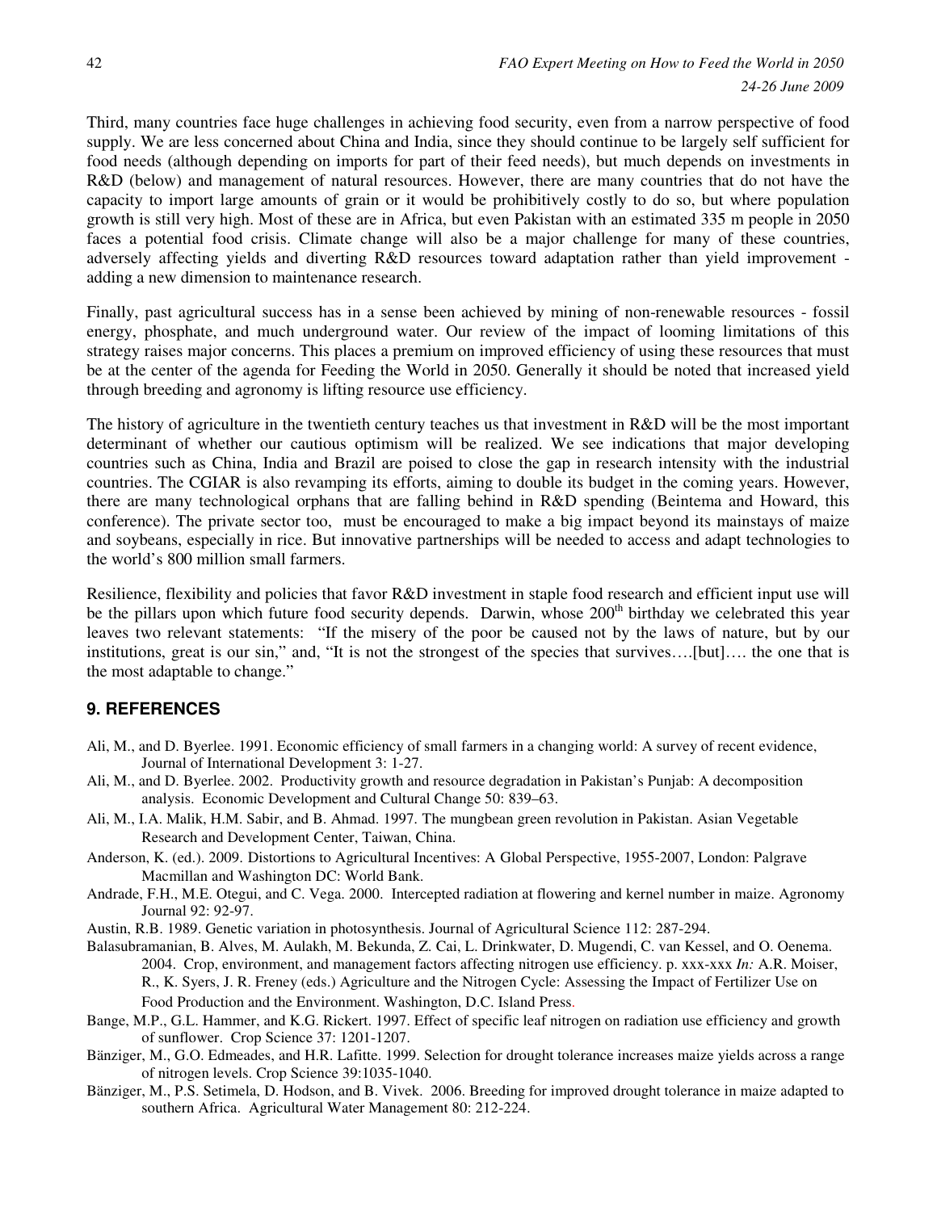Third, many countries face huge challenges in achieving food security, even from a narrow perspective of food supply. We are less concerned about China and India, since they should continue to be largely self sufficient for food needs (although depending on imports for part of their feed needs), but much depends on investments in R&D (below) and management of natural resources. However, there are many countries that do not have the capacity to import large amounts of grain or it would be prohibitively costly to do so, but where population growth is still very high. Most of these are in Africa, but even Pakistan with an estimated 335 m people in 2050 faces a potential food crisis. Climate change will also be a major challenge for many of these countries, adversely affecting yields and diverting R&D resources toward adaptation rather than yield improvement - adding a new dimension to maintenance research.

Finally, past agricultural success has in a sense been achieved by mining of non-renewable resources - fossil energy, phosphate, and much underground water. Our review of the impact of looming limitations of this strategy raises major concerns. This places a premium on improved efficiency of using these resources that must be at the center of the agenda for Feeding the World in 2050. Generally it should be noted that increased yield through breeding and agronomy is lifting resource use efficiency.

The history of agriculture in the twentieth century teaches us that investment in R&D will be the most important determinant of whether our cautious optimism will be realized. We see indications that major developing countries such as China, India and Brazil are poised to close the gap in research intensity with the industrial countries. The CGIAR is also revamping its efforts, aiming to double its budget in the coming years. However, there are many technological orphans that are falling behind in R&D spending (Beintema and Howard, this conference). The private sector too, must be encouraged to make a big impact beyond its mainstays of maize and soybeans, especially in rice. But innovative partnerships will be needed to access and adapt technologies to the world's 800 million small farmers.

Resilience, flexibility and policies that favor R&D investment in staple food research and efficient input use will be the pillars upon which future food security depends. Darwin, whose 200th birthday we celebrated this year leaves two relevant statements: "If the misery of the poor be caused not by the laws of nature, but by our institutions, great is our sin," and, "It is not the strongest of the species that survives….[but]…. the one that is the most adaptable to change."

## 9. REFERENCES

Ali, M., and D. Byerlee. 1991. Economic efficiency of small farmers in a changing world: A survey of recent evidence, Journal of International Development 3: 1-27.

Ali, M., and D. Byerlee. 2002. Productivity growth and resource degradation in Pakistan's Punjab: A decomposition analysis. Economic Development and Cultural Change 50: 839–63.

Ali, M., I.A. Malik, H.M. Sabir, and B. Ahmad. 1997. The mungbean green revolution in Pakistan. Asian Vegetable Research and Development Center, Taiwan, China.

Anderson, K. (ed.). 2009. Distortions to Agricultural Incentives: A Global Perspective, 1955-2007, London: Palgrave Macmillan and Washington DC: World Bank.

Andrade, F.H., M.E. Otegui, and C. Vega. 2000. Intercepted radiation at flowering and kernel number in maize. Agronomy Journal 92: 92-97.

Austin, R.B. 1989. Genetic variation in photosynthesis. Journal of Agricultural Science 112: 287-294.

Balasubramanian, B. Alves, M. Aulakh, M. Bekunda, Z. Cai, L. Drinkwater, D. Mugendi, C. van Kessel, and O. Oenema. 2004. Crop, environment, and management factors affecting nitrogen use efficiency. p. xxx-xxx *In:* A.R. Moiser, R., K. Syers, J. R. Freney (eds.) Agriculture and the Nitrogen Cycle: Assessing the Impact of Fertilizer Use on Food Production and the Environment. Washington, D.C. Island Press.

Bange, M.P., G.L. Hammer, and K.G. Rickert. 1997. Effect of specific leaf nitrogen on radiation use efficiency and growth of sunflower. Crop Science 37: 1201-1207.

Bänziger, M., G.O. Edmeades, and H.R. Lafitte. 1999. Selection for drought tolerance increases maize yields across a range of nitrogen levels. Crop Science 39:1035-1040.

Bänziger, M., P.S. Setimela, D. Hodson, and B. Vivek. 2006. Breeding for improved drought tolerance in maize adapted to southern Africa. Agricultural Water Management 80: 212-224.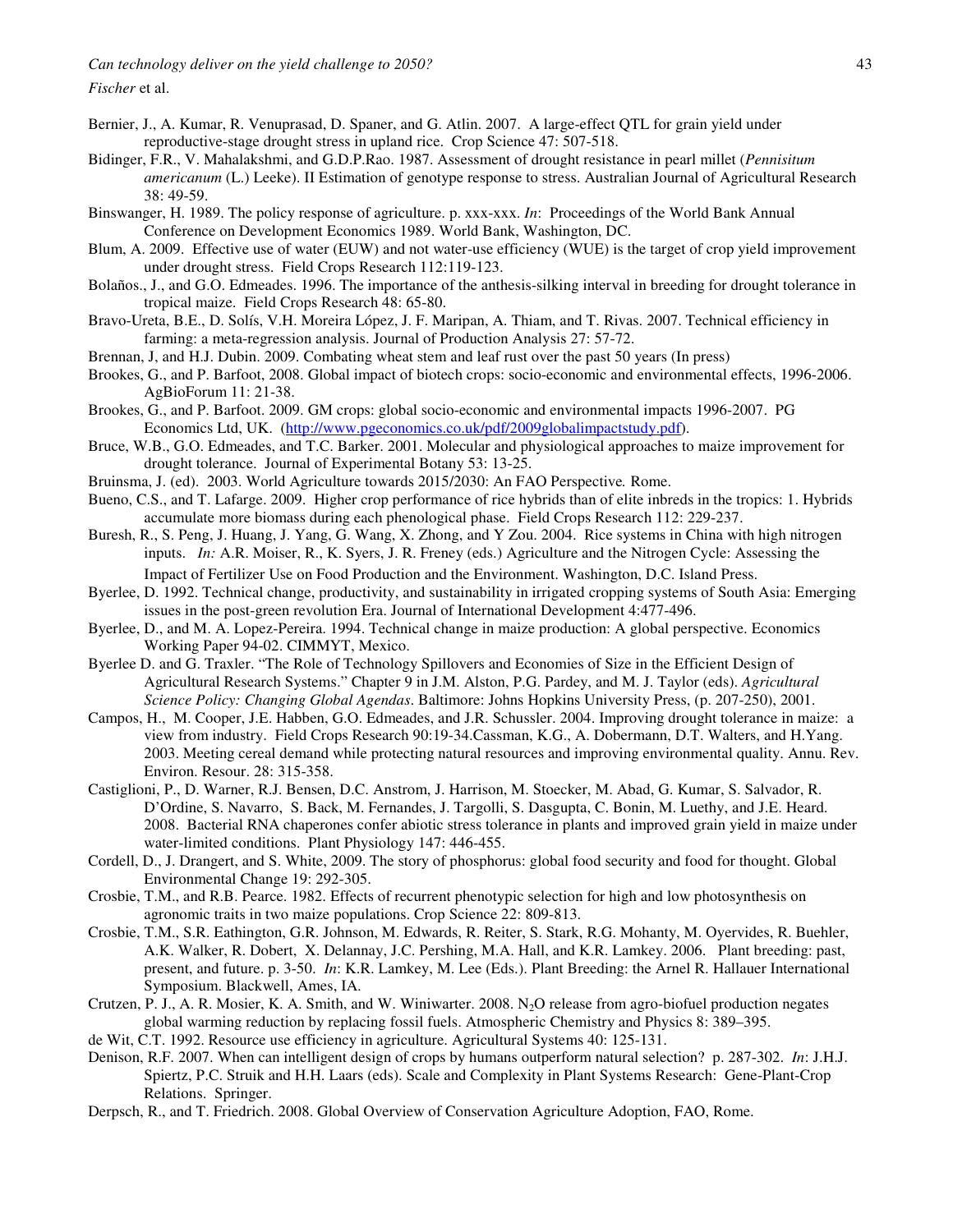Bernier, J., A. Kumar, R. Venuprasad, D. Spaner, and G. Atlin. 2007. A large-effect QTL for grain yield under reproductive-stage drought stress in upland rice. Crop Science 47: 507-518.

Bidinger, F.R., V. Mahalakshmi, and G.D.P.Rao. 1987. Assessment of drought resistance in pearl millet (*Pennisitum americanum* (L.) Leeke). II Estimation of genotype response to stress. Australian Journal of Agricultural Research 38: 49-59.

Binswanger, H. 1989. The policy response of agriculture. p. xxx-xxx. *In*: Proceedings of the World Bank Annual Conference on Development Economics 1989. World Bank, Washington, DC.

Blum, A. 2009. Effective use of water (EUW) and not water-use efficiency (WUE) is the target of crop yield improvement under drought stress. Field Crops Research 112:119-123.

Bolaños., J., and G.O. Edmeades. 1996. The importance of the anthesis-silking interval in breeding for drought tolerance in tropical maize. Field Crops Research 48: 65-80.

Bravo-Ureta, B.E., D. Solís, V.H. Moreira López, J. F. Maripan, A. Thiam, and T. Rivas. 2007. Technical efficiency in farming: a meta-regression analysis. Journal of Production Analysis 27: 57-72.

Brennan, J, and H.J. Dubin. 2009. Combating wheat stem and leaf rust over the past 50 years (In press)

Brookes, G., and P. Barfoot, 2008. Global impact of biotech crops: socio-economic and environmental effects, 1996-2006. AgBioForum 11: 21-38.

Brookes, G., and P. Barfoot. 2009. GM crops: global socio-economic and environmental impacts 1996-2007. PG Economics Ltd, UK. (http://www.pgeconomics.co.uk/pdf/2009globalimpactstudy.pdf).

Bruce, W.B., G.O. Edmeades, and T.C. Barker. 2001. Molecular and physiological approaches to maize improvement for drought tolerance. Journal of Experimental Botany 53: 13-25.

Bruinsma, J. (ed). 2003. World Agriculture towards 2015/2030: An FAO Perspective*.* Rome.

Bueno, C.S., and T. Lafarge. 2009. Higher crop performance of rice hybrids than of elite inbreds in the tropics: 1. Hybrids accumulate more biomass during each phenological phase. Field Crops Research 112: 229-237.

Buresh, R., S. Peng, J. Huang, J. Yang, G. Wang, X. Zhong, and Y Zou. 2004. Rice systems in China with high nitrogen inputs. *In:* A.R. Moiser, R., K. Syers, J. R. Freney (eds.) Agriculture and the Nitrogen Cycle: Assessing the Impact of Fertilizer Use on Food Production and the Environment. Washington, D.C. Island Press.

Byerlee, D. 1992. Technical change, productivity, and sustainability in irrigated cropping systems of South Asia: Emerging issues in the post-green revolution Era. Journal of International Development 4:477-496.

Byerlee, D., and M. A. Lopez-Pereira. 1994. Technical change in maize production: A global perspective. Economics Working Paper 94-02. CIMMYT, Mexico.

Byerlee D. and G. Traxler. "The Role of Technology Spillovers and Economies of Size in the Efficient Design of Agricultural Research Systems." Chapter 9 in J.M. Alston, P.G. Pardey, and M. J. Taylor (eds). *Agricultural Science Policy: Changing Global Agendas*. Baltimore: Johns Hopkins University Press, (p. 207-250), 2001.

Campos, H., M. Cooper, J.E. Habben, G.O. Edmeades, and J.R. Schussler. 2004. Improving drought tolerance in maize: a view from industry. Field Crops Research 90:19-34.Cassman, K.G., A. Dobermann, D.T. Walters, and H.Yang. 2003. Meeting cereal demand while protecting natural resources and improving environmental quality. Annu. Rev. Environ. Resour. 28: 315-358.

Castiglioni, P., D. Warner, R.J. Bensen, D.C. Anstrom, J. Harrison, M. Stoecker, M. Abad, G. Kumar, S. Salvador, R. D'Ordine, S. Navarro, S. Back, M. Fernandes, J. Targolli, S. Dasgupta, C. Bonin, M. Luethy, and J.E. Heard. 2008. Bacterial RNA chaperones confer abiotic stress tolerance in plants and improved grain yield in maize under water-limited conditions. Plant Physiology 147: 446-455.

Cordell, D., J. Drangert, and S. White, 2009. The story of phosphorus: global food security and food for thought. Global Environmental Change 19: 292-305.

Crosbie, T.M., and R.B. Pearce. 1982. Effects of recurrent phenotypic selection for high and low photosynthesis on agronomic traits in two maize populations. Crop Science 22: 809-813.

Crosbie, T.M., S.R. Eathington, G.R. Johnson, M. Edwards, R. Reiter, S. Stark, R.G. Mohanty, M. Oyervides, R. Buehler, A.K. Walker, R. Dobert, X. Delannay, J.C. Pershing, M.A. Hall, and K.R. Lamkey. 2006. Plant breeding: past, present, and future. p. 3-50. *In*: K.R. Lamkey, M. Lee (Eds.). Plant Breeding: the Arnel R. Hallauer International Symposium. Blackwell, Ames, IA.

Crutzen, P. J., A. R. Mosier, K. A. Smith, and W. Winiwarter. 2008. $N_2O$ release from agro-biofuel production negates global warming reduction by replacing fossil fuels. Atmospheric Chemistry and Physics 8: 389–395.

de Wit, C.T. 1992. Resource use efficiency in agriculture. Agricultural Systems 40: 125-131.

Denison, R.F. 2007. When can intelligent design of crops by humans outperform natural selection? p. 287-302. *In*: J.H.J. Spiertz, P.C. Struik and H.H. Laars (eds). Scale and Complexity in Plant Systems Research: Gene-Plant-Crop Relations. Springer.

Derpsch, R., and T. Friedrich. 2008. Global Overview of Conservation Agriculture Adoption, FAO, Rome.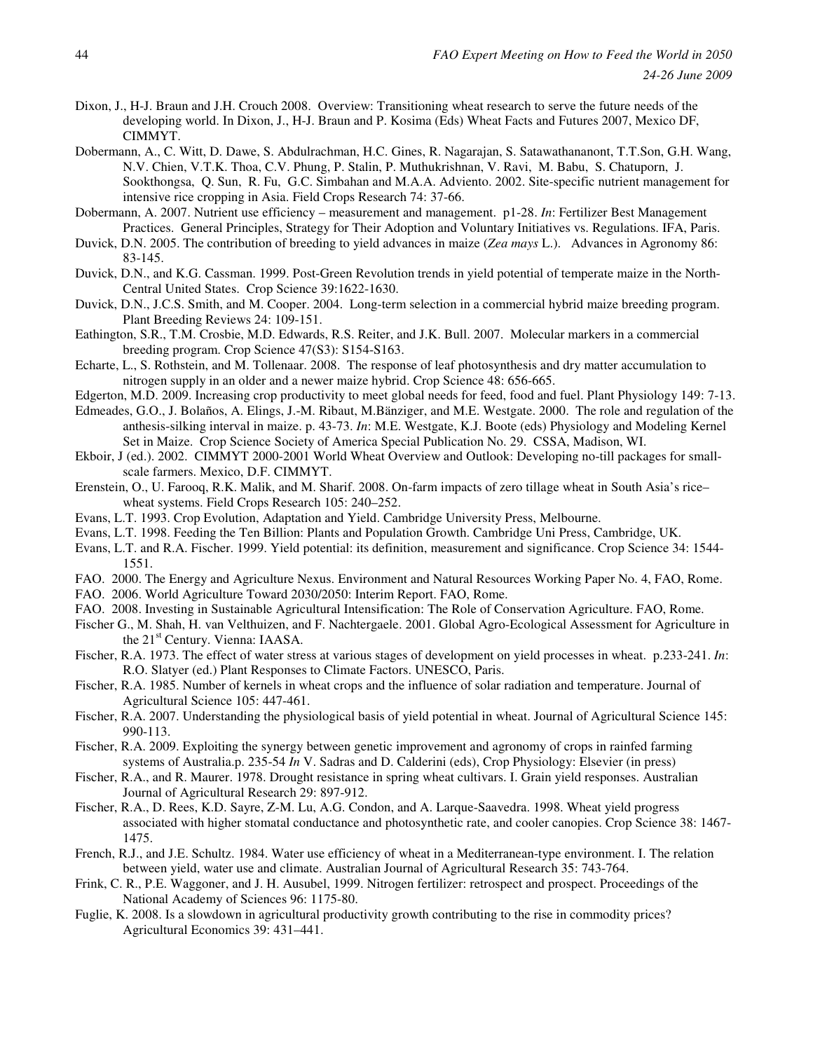Dixon, J., H-J. Braun and J.H. Crouch 2008. Overview: Transitioning wheat research to serve the future needs of the developing world. In Dixon, J., H-J. Braun and P. Kosima (Eds) Wheat Facts and Futures 2007, Mexico DF, CIMMYT.

Dobermann, A., C. Witt, D. Dawe, S. Abdulrachman, H.C. Gines, R. Nagarajan, S. Satawathananont, T.T.Son, G.H. Wang, N.V. Chien, V.T.K. Thoa, C.V. Phung, P. Stalin, P. Muthukrishnan, V. Ravi, M. Babu, S. Chatuporn, J. Sookthongsa, Q. Sun, R. Fu, G.C. Simbahan and M.A.A. Adviento. 2002. Site-specific nutrient management for intensive rice cropping in Asia. Field Crops Research 74: 37-66.

Dobermann, A. 2007. Nutrient use efficiency – measurement and management. p1-28. *In*: Fertilizer Best Management Practices. General Principles, Strategy for Their Adoption and Voluntary Initiatives vs. Regulations. IFA, Paris.

Duvick, D.N. 2005. The contribution of breeding to yield advances in maize (*Zea mays* L.). Advances in Agronomy 86: 83-145.

Duvick, D.N., and K.G. Cassman. 1999. Post-Green Revolution trends in yield potential of temperate maize in the North-Central United States. Crop Science 39:1622-1630.

Duvick, D.N., J.C.S. Smith, and M. Cooper. 2004. Long-term selection in a commercial hybrid maize breeding program. Plant Breeding Reviews 24: 109-151.

Eathington, S.R., T.M. Crosbie, M.D. Edwards, R.S. Reiter, and J.K. Bull. 2007. Molecular markers in a commercial breeding program. Crop Science 47(S3): S154-S163.

Echarte, L., S. Rothstein, and M. Tollenaar. 2008. The response of leaf photosynthesis and dry matter accumulation to nitrogen supply in an older and a newer maize hybrid. Crop Science 48: 656-665.

Edgerton, M.D. 2009. Increasing crop productivity to meet global needs for feed, food and fuel. Plant Physiology 149: 7-13.

Edmeades, G.O., J. Bolaños, A. Elings, J.-M. Ribaut, M.Bänziger, and M.E. Westgate. 2000. The role and regulation of the anthesis-silking interval in maize. p. 43-73. *In*: M.E. Westgate, K.J. Boote (eds) Physiology and Modeling Kernel Set in Maize. Crop Science Society of America Special Publication No. 29. CSSA, Madison, WI.

Ekboir, J (ed.). 2002. CIMMYT 2000-2001 World Wheat Overview and Outlook: Developing no-till packages for small-scale farmers. Mexico, D.F. CIMMYT.

Erenstein, O., U. Farooq, R.K. Malik, and M. Sharif. 2008. On-farm impacts of zero tillage wheat in South Asia's rice–wheat systems. Field Crops Research 105: 240–252.

Evans, L.T. 1993. Crop Evolution, Adaptation and Yield. Cambridge University Press, Melbourne.

Evans, L.T. 1998. Feeding the Ten Billion: Plants and Population Growth. Cambridge Uni Press, Cambridge, UK.

Evans, L.T. and R.A. Fischer. 1999. Yield potential: its definition, measurement and significance. Crop Science 34: 1544-1551.

FAO. 2000. The Energy and Agriculture Nexus. Environment and Natural Resources Working Paper No. 4, FAO, Rome.

FAO. 2006. World Agriculture Toward 2030/2050: Interim Report. FAO, Rome.

FAO. 2008. Investing in Sustainable Agricultural Intensification: The Role of Conservation Agriculture. FAO, Rome.

Fischer G., M. Shah, H. van Velthuizen, and F. Nachtergaele. 2001. Global Agro-Ecological Assessment for Agriculture in the 21st Century. Vienna: IAASA.

Fischer, R.A. 1973. The effect of water stress at various stages of development on yield processes in wheat. p.233-241. *In*: R.O. Slatyer (ed.) Plant Responses to Climate Factors. UNESCO, Paris.

Fischer, R.A. 1985. Number of kernels in wheat crops and the influence of solar radiation and temperature. Journal of Agricultural Science 105: 447-461.

Fischer, R.A. 2007. Understanding the physiological basis of yield potential in wheat. Journal of Agricultural Science 145: 990-113.

Fischer, R.A. 2009. Exploiting the synergy between genetic improvement and agronomy of crops in rainfed farming systems of Australia.p. 235-54 *In* V. Sadras and D. Calderini (eds), Crop Physiology: Elsevier (in press)

Fischer, R.A., and R. Maurer. 1978. Drought resistance in spring wheat cultivars. I. Grain yield responses. Australian Journal of Agricultural Research 29: 897-912.

Fischer, R.A., D. Rees, K.D. Sayre, Z-M. Lu, A.G. Condon, and A. Larque-Saavedra. 1998. Wheat yield progress associated with higher stomatal conductance and photosynthetic rate, and cooler canopies. Crop Science 38: 1467-1475.

French, R.J., and J.E. Schultz. 1984. Water use efficiency of wheat in a Mediterranean-type environment. I. The relation between yield, water use and climate. Australian Journal of Agricultural Research 35: 743-764.

Frink, C. R., P.E. Waggoner, and J. H. Ausubel, 1999. Nitrogen fertilizer: retrospect and prospect. Proceedings of the National Academy of Sciences 96: 1175-80.

Fuglie, K. 2008. Is a slowdown in agricultural productivity growth contributing to the rise in commodity prices? Agricultural Economics 39: 431–441.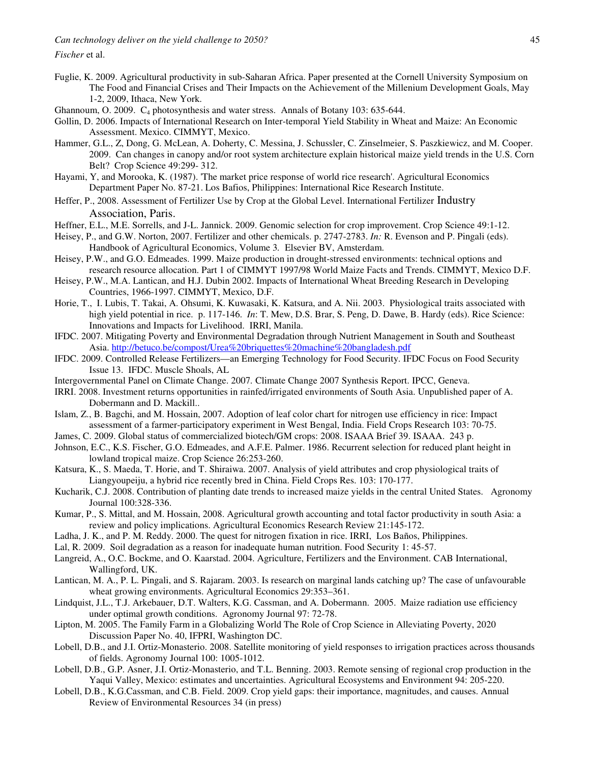Fuglie, K. 2009. Agricultural productivity in sub-Saharan Africa. Paper presented at the Cornell University Symposium on The Food and Financial Crises and Their Impacts on the Achievement of the Millenium Development Goals, May 1-2, 2009, Ithaca, New York.

Ghannoum, O. 2009. $C_4$ photosynthesis and water stress. Annals of Botany 103: 635-644.

Gollin, D. 2006. Impacts of International Research on Inter-temporal Yield Stability in Wheat and Maize: An Economic Assessment. Mexico. CIMMYT, Mexico.

Hammer, G.L., Z, Dong, G. McLean, A. Doherty, C. Messina, J. Schussler, C. Zinselmeier, S. Paszkiewicz, and M. Cooper. 2009. Can changes in canopy and/or root system architecture explain historical maize yield trends in the U.S. Corn Belt? Crop Science 49:299- 312.

Hayami, Y, and Morooka, K. (1987). 'The market price response of world rice research'. Agricultural Economics Department Paper No. 87-21. Los Baños, Philippines: International Rice Research Institute.

Heffer, P., 2008. Assessment of Fertilizer Use by Crop at the Global Level. International Fertilizer Industry Association, Paris.

Heffner, E.L., M.E. Sorrells, and J-L. Jannick. 2009. Genomic selection for crop improvement. Crop Science 49:1-12.

Heisey, P., and G.W. Norton, 2007. Fertilizer and other chemicals. p. 2747-2783. *In:* R. Evenson and P. Pingali (eds). Handbook of Agricultural Economics, Volume 3. Elsevier BV, Amsterdam.

Heisey, P.W., and G.O. Edmeades. 1999. Maize production in drought-stressed environments: technical options and research resource allocation. Part 1 of CIMMYT 1997/98 World Maize Facts and Trends. CIMMYT, Mexico D.F.

Heisey, P.W., M.A. Lantican, and H.J. Dubin 2002. Impacts of International Wheat Breeding Research in Developing Countries, 1966-1997. CIMMYT, Mexico, D.F.

Horie, T., I. Lubis, T. Takai, A. Ohsumi, K. Kuwasaki, K. Katsura, and A. Nii. 2003. Physiological traits associated with high yield potential in rice. p. 117-146. *In*: T. Mew, D.S. Brar, S. Peng, D. Dawe, B. Hardy (eds). Rice Science: Innovations and Impacts for Livelihood. IRRI, Manila.

IFDC. 2007. Mitigating Poverty and Environmental Degradation through Nutrient Management in South and Southeast Asia. http://betuco.be/compost/Urea%20briquettes%20machine%20bangladesh.pdf

IFDC. 2009. Controlled Release Fertilizers—an Emerging Technology for Food Security. IFDC Focus on Food Security Issue 13. IFDC. Muscle Shoals, AL

Intergovernmental Panel on Climate Change. 2007. Climate Change 2007 Synthesis Report. IPCC, Geneva.

IRRI. 2008. Investment returns opportunities in rainfed/irrigated environments of South Asia. Unpublished paper of A. Dobermann and D. Mackill..

Islam, Z., B. Bagchi, and M. Hossain, 2007. Adoption of leaf color chart for nitrogen use efficiency in rice: Impact assessment of a farmer-participatory experiment in West Bengal, India. Field Crops Research 103: 70-75.

James, C. 2009. Global status of commercialized biotech/GM crops: 2008. ISAAA Brief 39. ISAAA. 243 p.

Johnson, E.C., K.S. Fischer, G.O. Edmeades, and A.F.E. Palmer. 1986. Recurrent selection for reduced plant height in lowland tropical maize. Crop Science 26:253-260.

Katsura, K., S. Maeda, T. Horie, and T. Shiraiwa. 2007. Analysis of yield attributes and crop physiological traits of Liangyoupeiju, a hybrid rice recently bred in China. Field Crops Res. 103: 170-177.

Kucharik, C.J. 2008. Contribution of planting date trends to increased maize yields in the central United States. Agronomy Journal 100:328-336.

Kumar, P., S. Mittal, and M. Hossain, 2008. Agricultural growth accounting and total factor productivity in south Asia: a review and policy implications. Agricultural Economics Research Review 21:145-172.

Ladha, J. K., and P. M. Reddy. 2000. The quest for nitrogen fixation in rice. IRRI, Los Baños, Philippines.

Lal, R. 2009. Soil degradation as a reason for inadequate human nutrition. Food Security 1: 45-57.

Langreid, A., O.C. Bockme, and O. Kaarstad. 2004. Agriculture, Fertilizers and the Environment. CAB International, Wallingford, UK.

Lantican, M. A., P. L. Pingali, and S. Rajaram. 2003. Is research on marginal lands catching up? The case of unfavourable wheat growing environments. Agricultural Economics 29:353–361.

Lindquist, J.L., T.J. Arkebauer, D.T. Walters, K.G. Cassman, and A. Dobermann. 2005. Maize radiation use efficiency under optimal growth conditions. Agronomy Journal 97: 72-78.

Lipton, M. 2005. The Family Farm in a Globalizing World The Role of Crop Science in Alleviating Poverty, 2020 Discussion Paper No. 40, IFPRI, Washington DC.

Lobell, D.B., and J.I. Ortiz-Monasterio. 2008. Satellite monitoring of yield responses to irrigation practices across thousands of fields. Agronomy Journal 100: 1005-1012.

Lobell, D.B., G.P. Asner, J.I. Ortiz-Monasterio, and T.L. Benning. 2003. Remote sensing of regional crop production in the Yaqui Valley, Mexico: estimates and uncertainties. Agricultural Ecosystems and Environment 94: 205-220.

Lobell, D.B., K.G.Cassman, and C.B. Field. 2009. Crop yield gaps: their importance, magnitudes, and causes. Annual Review of Environmental Resources 34 (in press)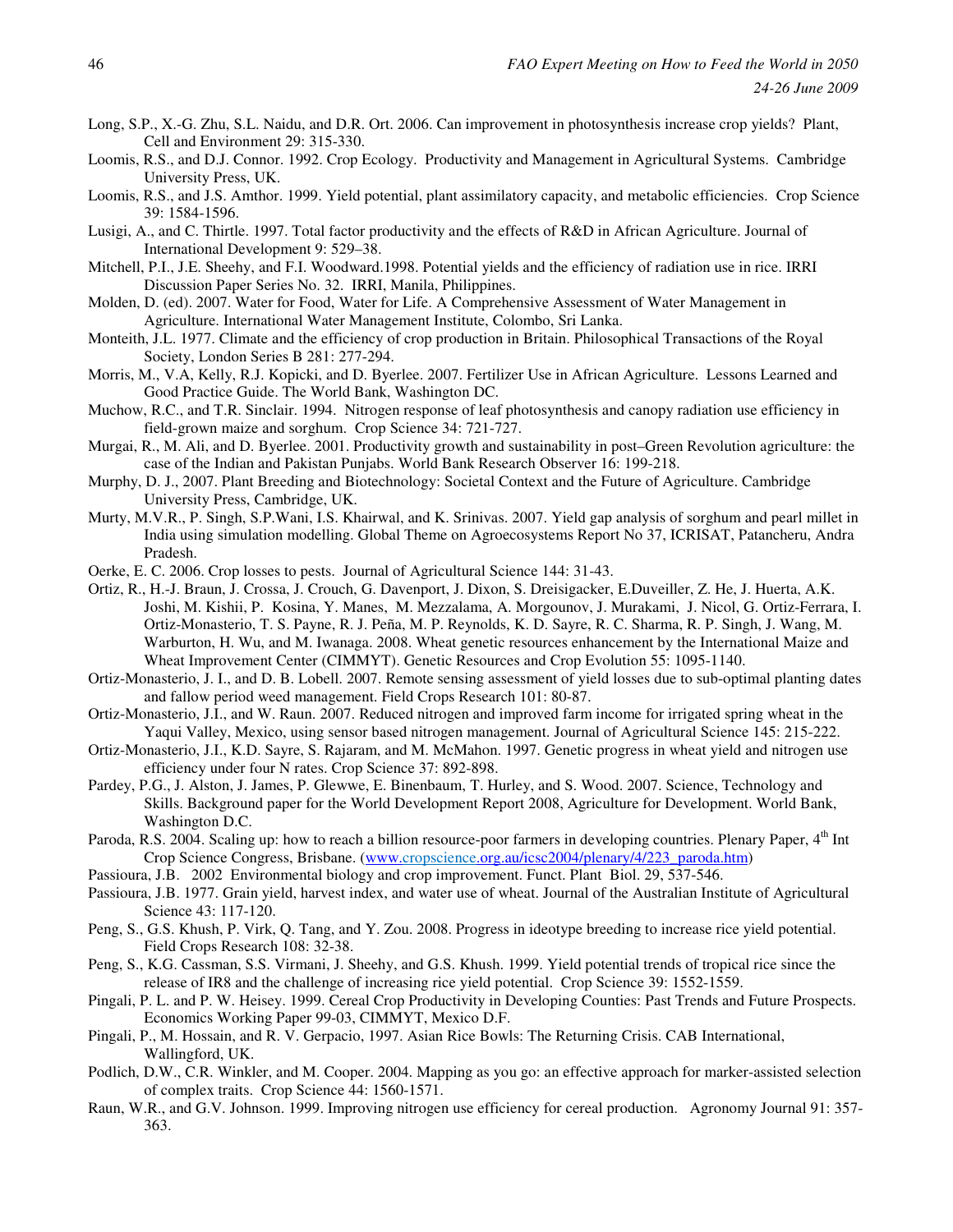Long, S.P., X.-G. Zhu, S.L. Naidu, and D.R. Ort. 2006. Can improvement in photosynthesis increase crop yields? Plant, Cell and Environment 29: 315-330.

Loomis, R.S., and D.J. Connor. 1992. Crop Ecology. Productivity and Management in Agricultural Systems. Cambridge University Press, UK.

Loomis, R.S., and J.S. Amthor. 1999. Yield potential, plant assimilatory capacity, and metabolic efficiencies. Crop Science 39: 1584-1596.

Lusigi, A., and C. Thirtle. 1997. Total factor productivity and the effects of R&D in African Agriculture. Journal of International Development 9: 529–38.

Mitchell, P.I., J.E. Sheehy, and F.I. Woodward.1998. Potential yields and the efficiency of radiation use in rice. IRRI Discussion Paper Series No. 32. IRRI, Manila, Philippines.

Molden, D. (ed). 2007. Water for Food, Water for Life. A Comprehensive Assessment of Water Management in Agriculture. International Water Management Institute, Colombo, Sri Lanka.

Monteith, J.L. 1977. Climate and the efficiency of crop production in Britain. Philosophical Transactions of the Royal Society, London Series B 281: 277-294.

Morris, M., V.A, Kelly, R.J. Kopicki, and D. Byerlee. 2007. Fertilizer Use in African Agriculture. Lessons Learned and Good Practice Guide. The World Bank, Washington DC.

Muchow, R.C., and T.R. Sinclair. 1994. Nitrogen response of leaf photosynthesis and canopy radiation use efficiency in field-grown maize and sorghum. Crop Science 34: 721-727.

Murgai, R., M. Ali, and D. Byerlee. 2001. Productivity growth and sustainability in post–Green Revolution agriculture: the case of the Indian and Pakistan Punjabs. World Bank Research Observer 16: 199-218.

Murphy, D. J., 2007. Plant Breeding and Biotechnology: Societal Context and the Future of Agriculture. Cambridge University Press, Cambridge, UK.

Murty, M.V.R., P. Singh, S.P.Wani, I.S. Khairwal, and K. Srinivas. 2007. Yield gap analysis of sorghum and pearl millet in India using simulation modelling. Global Theme on Agroecosystems Report No 37, ICRISAT, Patancheru, Andra Pradesh.

Oerke, E. C. 2006. Crop losses to pests. Journal of Agricultural Science 144: 31-43.

Ortiz, R., H.-J. Braun, J. Crossa, J. Crouch, G. Davenport, J. Dixon, S. Dreisigacker, E.Duveiller, Z. He, J. Huerta, A.K. Joshi, M. Kishii, P. Kosina, Y. Manes, M. Mezzalama, A. Morgounov, J. Murakami, J. Nicol, G. Ortiz-Ferrara, I. Ortiz-Monasterio, T. S. Payne, R. J. Peña, M. P. Reynolds, K. D. Sayre, R. C. Sharma, R. P. Singh, J. Wang, M. Warburton, H. Wu, and M. Iwanaga. 2008. Wheat genetic resources enhancement by the International Maize and Wheat Improvement Center (CIMMYT). Genetic Resources and Crop Evolution 55: 1095-1140.

Ortiz-Monasterio, J. I., and D. B. Lobell. 2007. Remote sensing assessment of yield losses due to sub-optimal planting dates and fallow period weed management. Field Crops Research 101: 80-87.

Ortiz-Monasterio, J.I., and W. Raun. 2007. Reduced nitrogen and improved farm income for irrigated spring wheat in the Yaqui Valley, Mexico, using sensor based nitrogen management. Journal of Agricultural Science 145: 215-222.

Ortiz-Monasterio, J.I., K.D. Sayre, S. Rajaram, and M. McMahon. 1997. Genetic progress in wheat yield and nitrogen use efficiency under four N rates. Crop Science 37: 892-898.

Pardey, P.G., J. Alston, J. James, P. Glewwe, E. Binenbaum, T. Hurley, and S. Wood. 2007. Science, Technology and Skills. Background paper for the World Development Report 2008, Agriculture for Development. World Bank, Washington D.C.

Paroda, R.S. 2004. Scaling up: how to reach a billion resource-poor farmers in developing countries. Plenary Paper, 4th Int Crop Science Congress, Brisbane. (www.cropscience.org.au/icsc2004/plenary/4/223_paroda.htm)

Passioura, J.B. 2002 Environmental biology and crop improvement. Funct. Plant Biol. 29, 537-546.

Passioura, J.B. 1977. Grain yield, harvest index, and water use of wheat. Journal of the Australian Institute of Agricultural Science 43: 117-120.

Peng, S., G.S. Khush, P. Virk, Q. Tang, and Y. Zou. 2008. Progress in ideotype breeding to increase rice yield potential. Field Crops Research 108: 32-38.

Peng, S., K.G. Cassman, S.S. Virmani, J. Sheehy, and G.S. Khush. 1999. Yield potential trends of tropical rice since the release of IR8 and the challenge of increasing rice yield potential. Crop Science 39: 1552-1559.

Pingali, P. L. and P. W. Heisey. 1999. Cereal Crop Productivity in Developing Counties: Past Trends and Future Prospects. Economics Working Paper 99-03, CIMMYT, Mexico D.F.

Pingali, P., M. Hossain, and R. V. Gerpacio, 1997. Asian Rice Bowls: The Returning Crisis. CAB International, Wallingford, UK.

Podlich, D.W., C.R. Winkler, and M. Cooper. 2004. Mapping as you go: an effective approach for marker-assisted selection of complex traits. Crop Science 44: 1560-1571.

Raun, W.R., and G.V. Johnson. 1999. Improving nitrogen use efficiency for cereal production. Agronomy Journal 91: 357-363.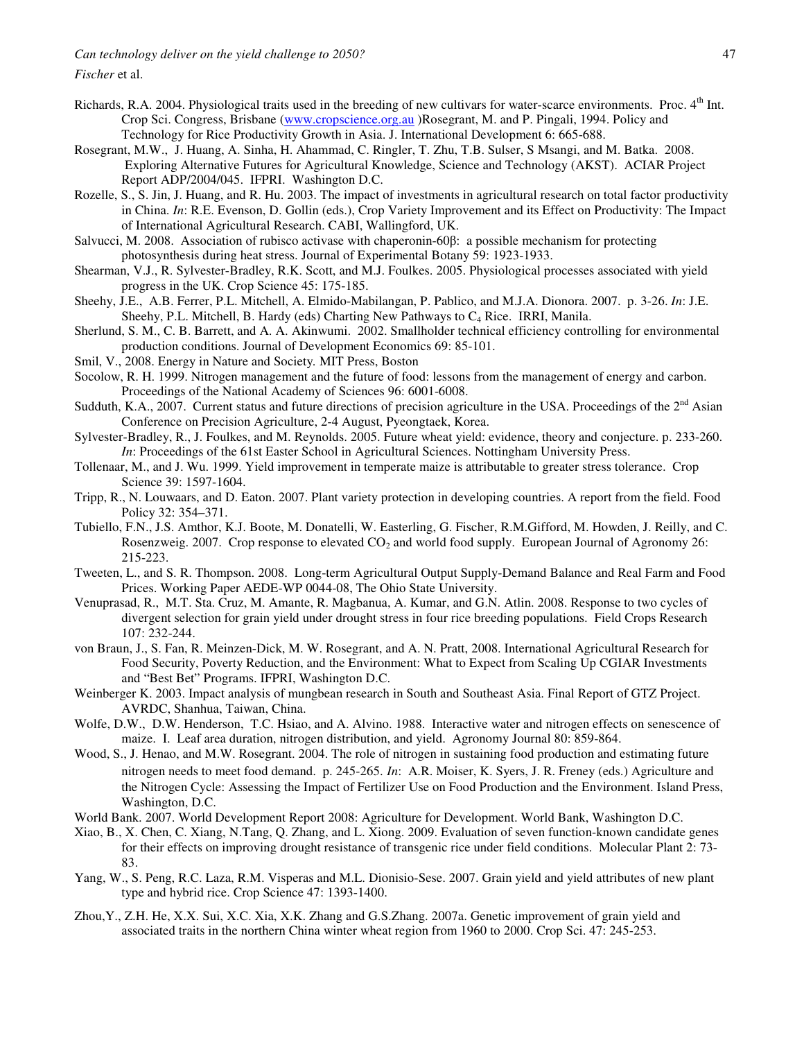Richards, R.A. 2004. Physiological traits used in the breeding of new cultivars for water-scarce environments. Proc. 4th Int. Crop Sci. Congress, Brisbane (www.cropscience.org.au )Rosegrant, M. and P. Pingali, 1994. Policy and Technology for Rice Productivity Growth in Asia. J. International Development 6: 665-688.

Rosegrant, M.W., J. Huang, A. Sinha, H. Ahammad, C. Ringler, T. Zhu, T.B. Sulser, S Msangi, and M. Batka. 2008. Exploring Alternative Futures for Agricultural Knowledge, Science and Technology (AKST). ACIAR Project Report ADP/2004/045. IFPRI. Washington D.C.

Rozelle, S., S. Jin, J. Huang, and R. Hu. 2003. The impact of investments in agricultural research on total factor productivity in China. *In*: R.E. Evenson, D. Gollin (eds.), Crop Variety Improvement and its Effect on Productivity: The Impact of International Agricultural Research. CABI, Wallingford, UK.

Salvucci, M. 2008. Association of rubisco activase with chaperonin-60β: a possible mechanism for protecting photosynthesis during heat stress. Journal of Experimental Botany 59: 1923-1933.

Shearman, V.J., R. Sylvester-Bradley, R.K. Scott, and M.J. Foulkes. 2005. Physiological processes associated with yield progress in the UK. Crop Science 45: 175-185.

Sheehy, J.E., A.B. Ferrer, P.L. Mitchell, A. Elmido-Mabilangan, P. Pablico, and M.J.A. Dionora. 2007. p. 3-26. *In*: J.E. Sheehy, P.L. Mitchell, B. Hardy (eds) Charting New Pathways to $C_4$ Rice. IRRI, Manila.

Sherlund, S. M., C. B. Barrett, and A. A. Akinwumi. 2002. Smallholder technical efficiency controlling for environmental production conditions. Journal of Development Economics 69: 85-101.

Smil, V., 2008. Energy in Nature and Society. MIT Press, Boston

Socolow, R. H. 1999. Nitrogen management and the future of food: lessons from the management of energy and carbon. Proceedings of the National Academy of Sciences 96: 6001-6008.

Sudduth, K.A., 2007. Current status and future directions of precision agriculture in the USA. Proceedings of the 2nd Asian Conference on Precision Agriculture, 2-4 August, Pyeongtaek, Korea.

Sylvester-Bradley, R., J. Foulkes, and M. Reynolds. 2005. Future wheat yield: evidence, theory and conjecture. p. 233-260. *In*: Proceedings of the 61st Easter School in Agricultural Sciences. Nottingham University Press.

Tollenaar, M., and J. Wu. 1999. Yield improvement in temperate maize is attributable to greater stress tolerance. Crop Science 39: 1597-1604.

Tripp, R., N. Louwaars, and D. Eaton. 2007. Plant variety protection in developing countries. A report from the field. Food Policy 32: 354–371.

Tubiello, F.N., J.S. Amthor, K.J. Boote, M. Donatelli, W. Easterling, G. Fischer, R.M.Gifford, M. Howden, J. Reilly, and C. Rosenzweig. 2007. Crop response to elevated $CO_2$ and world food supply. European Journal of Agronomy 26: 215-223.

Tweeten, L., and S. R. Thompson. 2008. Long-term Agricultural Output Supply-Demand Balance and Real Farm and Food Prices. Working Paper AEDE-WP 0044-08, The Ohio State University.

Venuprasad, R., M.T. Sta. Cruz, M. Amante, R. Magbanua, A. Kumar, and G.N. Atlin. 2008. Response to two cycles of divergent selection for grain yield under drought stress in four rice breeding populations. Field Crops Research 107: 232-244.

von Braun, J., S. Fan, R. Meinzen-Dick, M. W. Rosegrant, and A. N. Pratt, 2008. International Agricultural Research for Food Security, Poverty Reduction, and the Environment: What to Expect from Scaling Up CGIAR Investments and "Best Bet" Programs. IFPRI, Washington D.C.

Weinberger K. 2003. Impact analysis of mungbean research in South and Southeast Asia. Final Report of GTZ Project. AVRDC, Shanhua, Taiwan, China.

Wolfe, D.W., D.W. Henderson, T.C. Hsiao, and A. Alvino. 1988. Interactive water and nitrogen effects on senescence of maize. I. Leaf area duration, nitrogen distribution, and yield. Agronomy Journal 80: 859-864.

Wood, S., J. Henao, and M.W. Rosegrant. 2004. The role of nitrogen in sustaining food production and estimating future nitrogen needs to meet food demand. p. 245-265. *In*: A.R. Moiser, K. Syers, J. R. Freney (eds.) Agriculture and the Nitrogen Cycle: Assessing the Impact of Fertilizer Use on Food Production and the Environment. Island Press, Washington, D.C.

World Bank. 2007. World Development Report 2008: Agriculture for Development. World Bank, Washington D.C.

Xiao, B., X. Chen, C. Xiang, N.Tang, Q. Zhang, and L. Xiong. 2009. Evaluation of seven function-known candidate genes for their effects on improving drought resistance of transgenic rice under field conditions. Molecular Plant 2: 73-83.

Yang, W., S. Peng, R.C. Laza, R.M. Visperas and M.L. Dionisio-Sese. 2007. Grain yield and yield attributes of new plant type and hybrid rice. Crop Science 47: 1393-1400.

Zhou,Y., Z.H. He, X.X. Sui, X.C. Xia, X.K. Zhang and G.S.Zhang. 2007a. Genetic improvement of grain yield and associated traits in the northern China winter wheat region from 1960 to 2000. Crop Sci. 47: 245-253.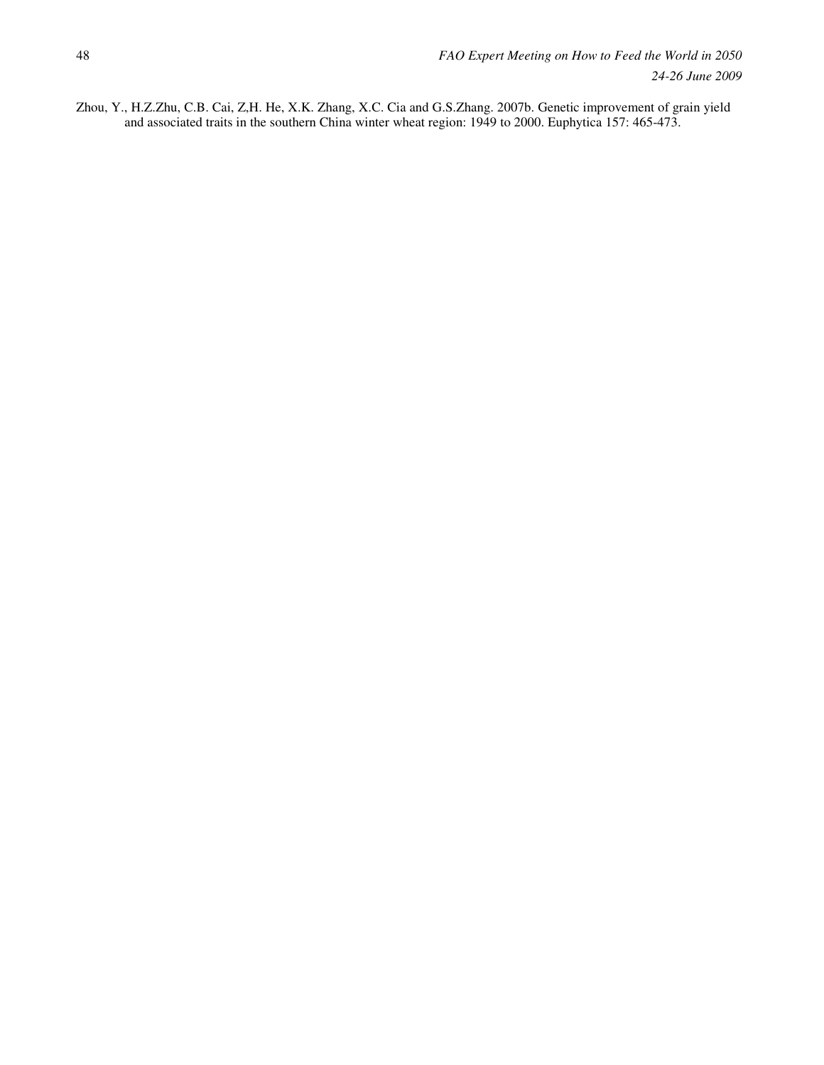Zhou, Y., H.Z.Zhu, C.B. Cai, Z,H. He, X.K. Zhang, X.C. Cia and G.S.Zhang. 2007b. Genetic improvement of grain yield and associated traits in the southern China winter wheat region: 1949 to 2000. Euphytica 157: 465-473.